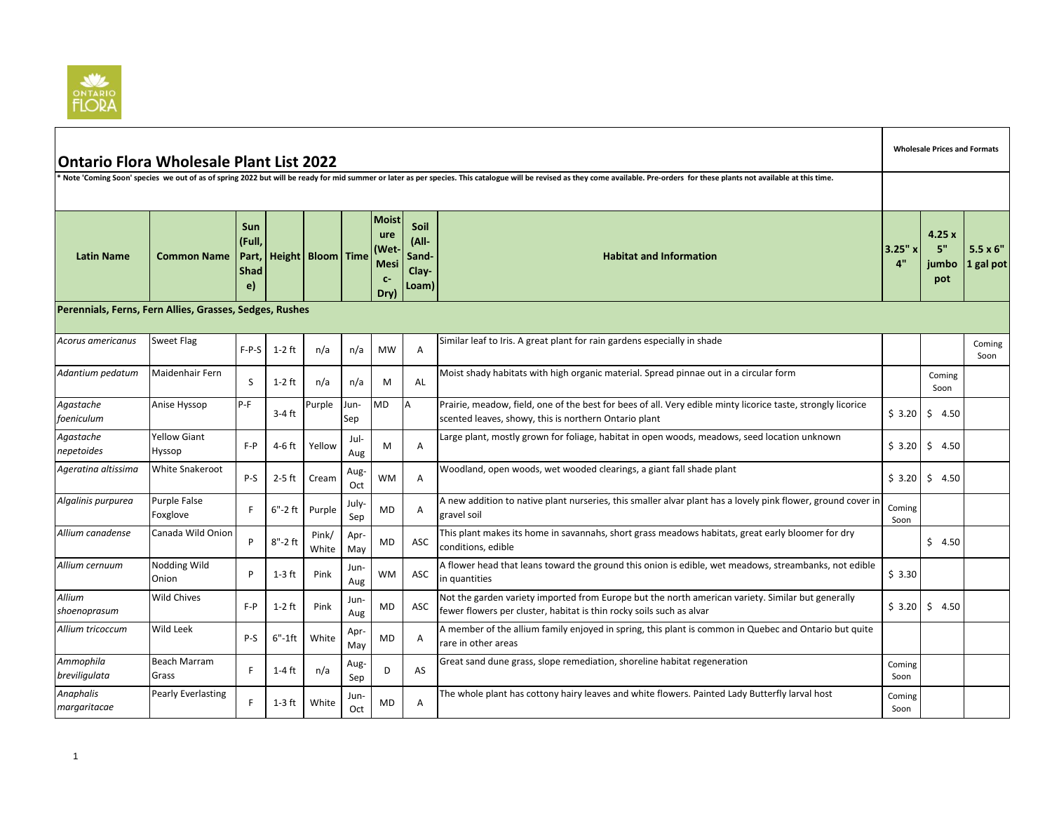# Ontario Flora Wholesale Plant List 2022

* Note 'Coming Soon' species we out of as of spring 2022 but will be ready for mid summer or later as per species. This catalogue will be revised as they come available. Pre-orders for these plants not available at this time.

| Latin Name | Common Name | Sun (Full, Part, Shade) | Height | Bloom | Time | Moisture (Wet-Mesic-Dry) | Soil (All-Sand-Clay-Loam) | Habitat and Information | 3.25" x 4" | 4.25 x 5" jumbo pot | 5.5 x 6" 1 gal pot |
|---|---|---|---|---|---|---|---|---|---|---|---|
| **Perennials, Ferns, Fern Allies, Grasses, Sedges, Rushes** | | | | | | | | | | | |
| *Acorus americanus* | Sweet Flag | F-P-S | 1-2 ft | n/a | n/a | MW | A | Similar leaf to Iris. A great plant for rain gardens especially in shade | | | Coming Soon |
| *Adantium pedatum* | Maidenhair Fern | S | 1-2 ft | n/a | n/a | M | AL | Moist shady habitats with high organic material. Spread pinnae out in a circular form | | Coming Soon | |
| *Agastache foeniculum* | Anise Hyssop | P-F | 3-4 ft | Purple | Jun-Sep | MD | A | Prairie, meadow, field, one of the best for bees of all. Very edible minty licorice taste, strongly licorice scented leaves, showy, this is northern Ontario plant | $ 3.20 | $ 4.50 | |
| *Agastache nepetoides* | Yellow Giant Hyssop | F-P | 4-6 ft | Yellow | Jul-Aug | M | A | Large plant, mostly grown for foliage, habitat in open woods, meadows, seed location unknown | $ 3.20 | $ 4.50 | |
| *Ageratina altissima* | White Snakeroot | P-S | 2-5 ft | Cream | Aug-Oct | WM | A | Woodland, open woods, wet wooded clearings, a giant fall shade plant | $ 3.20 | $ 4.50 | |
| *Algalinis purpurea* | Purple False Foxglove | F | 6"-2 ft | Purple | July-Sep | MD | A | A new addition to native plant nurseries, this smaller alvar plant has a lovely pink flower, ground cover in gravel soil | Coming Soon | | |
| *Allium canadense* | Canada Wild Onion | P | 8"-2 ft | Pink/ White | Apr-May | MD | ASC | This plant makes its home in savannahs, short grass meadows habitats, great early bloomer for dry conditions, edible | | $ 4.50 | |
| *Allium cernuum* | Nodding Wild Onion | P | 1-3 ft | Pink | Jun-Aug | WM | ASC | A flower head that leans toward the ground this onion is edible, wet meadows, streambanks, not edible in quantities | $ 3.30 | | |
| *Allium shoenoprasum* | Wild Chives | F-P | 1-2 ft | Pink | Jun-Aug | MD | ASC | Not the garden variety imported from Europe but the north american variety. Similar but generally fewer flowers per cluster, habitat is thin rocky soils such as alvar | $ 3.20 | $ 4.50 | |
| *Allium tricoccum* | Wild Leek | P-S | 6"-1ft | White | Apr-May | MD | A | A member of the allium family enjoyed in spring, this plant is common in Quebec and Ontario but quite rare in other areas | | | |
| *Ammophila breviligulata* | Beach Marram Grass | F | 1-4 ft | n/a | Aug-Sep | D | AS | Great sand dune grass, slope remediation, shoreline habitat regeneration | Coming Soon | | |
| *Anaphalis margaritacae* | Pearly Everlasting | F | 1-3 ft | White | Jun-Oct | MD | A | The whole plant has cottony hairy leaves and white flowers. Painted Lady Butterfly larval host | Coming Soon | | |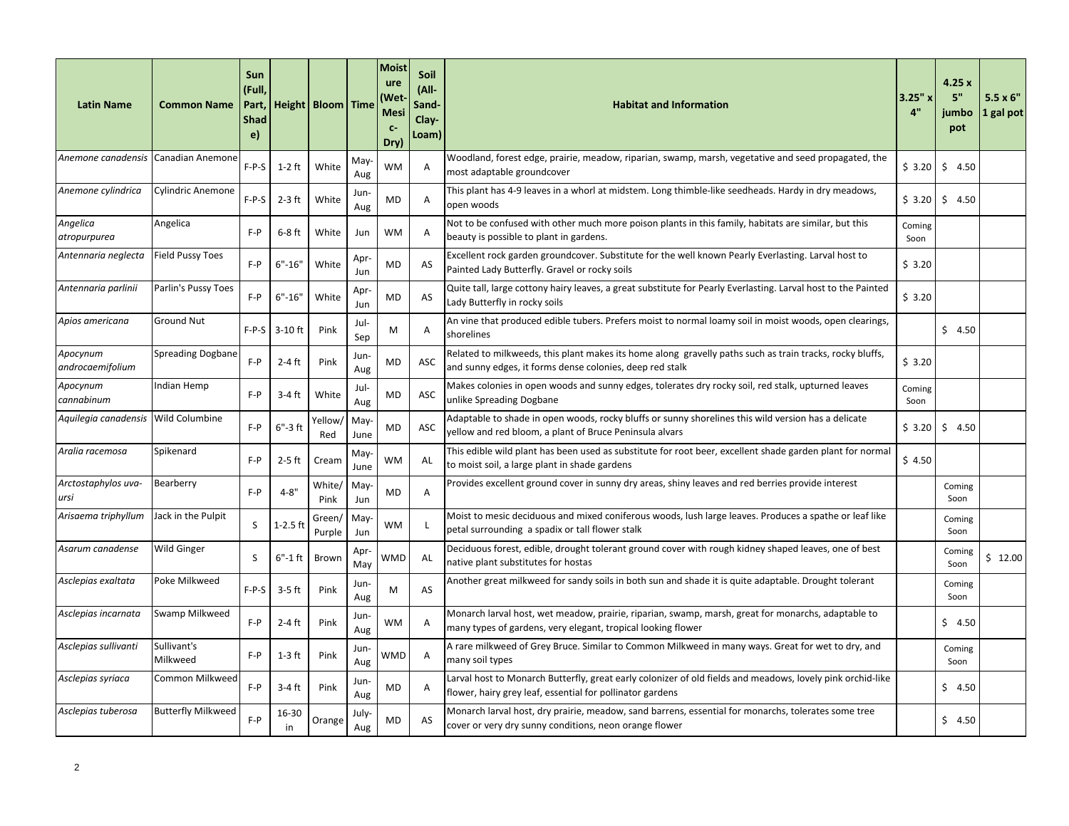| Latin Name | Common Name | Sun (Full, Part, Shade) | Height | Bloom | Time | Moisture (Wet-Mesic-Dry) | Soil (All-Sand-Clay-Loam) | Habitat and Information | 3.25" x 4" | 4.25 x 5" jumbo pot | 5.5 x 6" 1 gal pot |
|---|---|---|---|---|---|---|---|---|---|---|---|
| *Anemone canadensis* | Canadian Anemone | F-P-S | 1-2 ft | White | May-Aug | WM | A | Woodland, forest edge, prairie, meadow, riparian, swamp, marsh, vegetative and seed propagated, the most adaptable groundcover | $ 3.20 | $ 4.50 | |
| *Anemone cylindrica* | Cylindric Anemone | F-P-S | 2-3 ft | White | Jun-Aug | MD | A | This plant has 4-9 leaves in a whorl at midstem. Long thimble-like seedheads. Hardy in dry meadows, open woods | $ 3.20 | $ 4.50 | |
| *Angelica atropurpurea* | Angelica | F-P | 6-8 ft | White | Jun | WM | A | Not to be confused with other much more poison plants in this family, habitats are similar, but this beauty is possible to plant in gardens. | Coming Soon | | |
| *Antennaria neglecta* | Field Pussy Toes | F-P | 6"-16" | White | Apr-Jun | MD | AS | Excellent rock garden groundcover. Substitute for the well known Pearly Everlasting. Larval host to Painted Lady Butterfly. Gravel or rocky soils | $ 3.20 | | |
| *Antennaria parlinii* | Parlin's Pussy Toes | F-P | 6"-16" | White | Apr-Jun | MD | AS | Quite tall, large cottony hairy leaves, a great substitute for Pearly Everlasting. Larval host to the Painted Lady Butterfly in rocky soils | $ 3.20 | | |
| *Apios americana* | Ground Nut | F-P-S | 3-10 ft | Pink | Jul-Sep | M | A | An vine that produced edible tubers. Prefers moist to normal loamy soil in moist woods, open clearings, shorelines | | $ 4.50 | |
| *Apocynum androcaemifolium* | Spreading Dogbane | F-P | 2-4 ft | Pink | Jun-Aug | MD | ASC | Related to milkweeds, this plant makes its home along gravelly paths such as train tracks, rocky bluffs, and sunny edges, it forms dense colonies, deep red stalk | $ 3.20 | | |
| *Apocynum cannabinum* | Indian Hemp | F-P | 3-4 ft | White | Jul-Aug | MD | ASC | Makes colonies in open woods and sunny edges, tolerates dry rocky soil, red stalk, upturned leaves unlike Spreading Dogbane | Coming Soon | | |
| *Aquilegia canadensis* | Wild Columbine | F-P | 6"-3 ft | Yellow/Red | May-June | MD | ASC | Adaptable to shade in open woods, rocky bluffs or sunny shorelines this wild version has a delicate yellow and red bloom, a plant of Bruce Peninsula alvars | $ 3.20 | $ 4.50 | |
| *Aralia racemosa* | Spikenard | F-P | 2-5 ft | Cream | May-June | WM | AL | This edible wild plant has been used as substitute for root beer, excellent shade garden plant for normal to moist soil, a large plant in shade gardens | $ 4.50 | | |
| *Arctostaphylos uva-ursi* | Bearberry | F-P | 4-8" | White/Pink | May-Jun | MD | A | Provides excellent ground cover in sunny dry areas, shiny leaves and red berries provide interest | | Coming Soon | |
| *Arisaema triphyllum* | Jack in the Pulpit | S | 1-2.5 ft | Green/Purple | May-Jun | WM | L | Moist to mesic deciduous and mixed coniferous woods, lush large leaves. Produces a spathe or leaf like petal surrounding a spadix or tall flower stalk | | Coming Soon | |
| *Asarum canadense* | Wild Ginger | S | 6"-1 ft | Brown | Apr-May | WMD | AL | Deciduous forest, edible, drought tolerant ground cover with rough kidney shaped leaves, one of best native plant substitutes for hostas | | Coming Soon | $ 12.00 |
| *Asclepias exaltata* | Poke Milkweed | F-P-S | 3-5 ft | Pink | Jun-Aug | M | AS | Another great milkweed for sandy soils in both sun and shade it is quite adaptable. Drought tolerant | | Coming Soon | |
| *Asclepias incarnata* | Swamp Milkweed | F-P | 2-4 ft | Pink | Jun-Aug | WM | A | Monarch larval host, wet meadow, prairie, riparian, swamp, marsh, great for monarchs, adaptable to many types of gardens, very elegant, tropical looking flower | | $ 4.50 | |
| *Asclepias sullivanti* | Sullivant's Milkweed | F-P | 1-3 ft | Pink | Jun-Aug | WMD | A | A rare milkweed of Grey Bruce. Similar to Common Milkweed in many ways. Great for wet to dry, and many soil types | | Coming Soon | |
| *Asclepias syriaca* | Common Milkweed | F-P | 3-4 ft | Pink | Jun-Aug | MD | A | Larval host to Monarch Butterfly, great early colonizer of old fields and meadows, lovely pink orchid-like flower, hairy grey leaf, essential for pollinator gardens | | $ 4.50 | |
| *Asclepias tuberosa* | Butterfly Milkweed | F-P | 16-30 in | Orange | July-Aug | MD | AS | Monarch larval host, dry prairie, meadow, sand barrens, essential for monarchs, tolerates some tree cover or very dry sunny conditions, neon orange flower | | $ 4.50 | |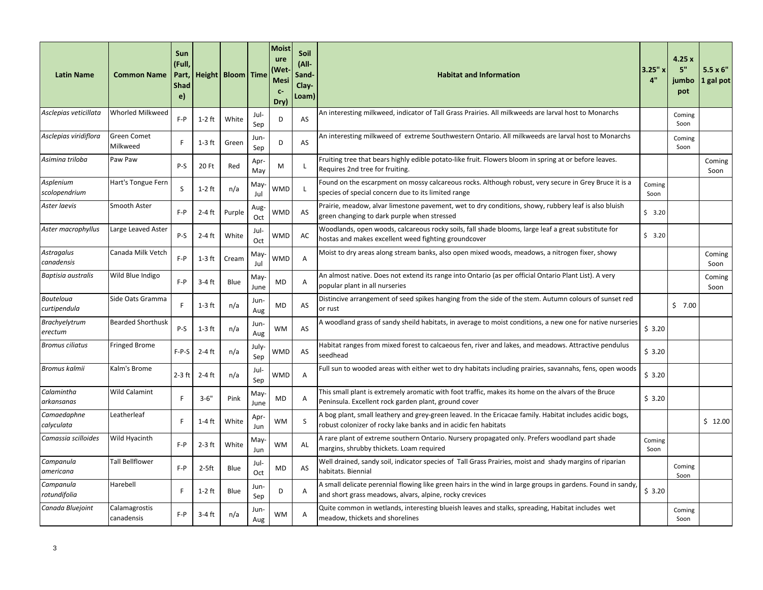| Latin Name | Common Name | Sun (Full, Part, Shade) | Height | Bloom | Time | Moisture (Wet-Mesic-Dry) | Soil (All-Sand-Clay-Loam) | Habitat and Information | 3.25" x 4" | 4.25 x 5" jumbo pot | 5.5 x 6" 1 gal pot |
|---|---|---|---|---|---|---|---|---|---|---|---|
| *Asclepias veticillata* | Whorled Milkweed | F-P | 1-2 ft | White | Jul-Sep | D | AS | An interesting milkweed, indicator of Tall Grass Prairies. All milkweeds are larval host to Monarchs | | Coming Soon | |
| *Asclepias viridiflora* | Green Comet Milkweed | F | 1-3 ft | Green | Jun-Sep | D | AS | An interesting milkweed of extreme Southwestern Ontario. All milkweeds are larval host to Monarchs | | Coming Soon | |
| *Asimina triloba* | Paw Paw | P-S | 20 Ft | Red | Apr-May | M | L | Fruiting tree that bears highly edible potato-like fruit. Flowers bloom in spring at or before leaves. Requires 2nd tree for fruiting. | | | Coming Soon |
| *Asplenium scolopendrium* | Hart's Tongue Fern | S | 1-2 ft | n/a | May-Jul | WMD | L | Found on the escarpment on mossy calcareous rocks. Although robust, very secure in Grey Bruce it is a species of special concern due to its limited range | Coming Soon | | |
| *Aster laevis* | Smooth Aster | F-P | 2-4 ft | Purple | Aug-Oct | WMD | AS | Prairie, meadow, alvar limestone pavement, wet to dry conditions, showy, rubbery leaf is also bluish green changing to dark purple when stressed | $ 3.20 | | |
| *Aster macrophyllus* | Large Leaved Aster | P-S | 2-4 ft | White | Jul-Oct | WMD | AC | Woodlands, open woods, calcareous rocky soils, fall shade blooms, large leaf a great substitute for hostas and makes excellent weed fighting groundcover | $ 3.20 | | |
| *Astragalus canadensis* | Canada Milk Vetch | F-P | 1-3 ft | Cream | May-Jul | WMD | A | Moist to dry areas along stream banks, also open mixed woods, meadows, a nitrogen fixer, showy | | | Coming Soon |
| *Baptisia australis* | Wild Blue Indigo | F-P | 3-4 ft | Blue | May-June | MD | A | An almost native. Does not extend its range into Ontario (as per official Ontario Plant List). A very popular plant in all nurseries | | | Coming Soon |
| *Bouteloua curtipendula* | Side Oats Gramma | F | 1-3 ft | n/a | Jun-Aug | MD | AS | Distincive arrangement of seed spikes hanging from the side of the stem. Autumn colours of sunset red or rust | | $ 7.00 | |
| *Brachyelytrum erectum* | Bearded Shorthusk | P-S | 1-3 ft | n/a | Jun-Aug | WM | AS | A woodland grass of sandy sheild habitats, in average to moist conditions, a new one for native nurseries | $ 3.20 | | |
| *Bromus ciliatus* | Fringed Brome | F-P-S | 2-4 ft | n/a | July-Sep | WMD | AS | Habitat ranges from mixed forest to calcaeous fen, river and lakes, and meadows. Attractive pendulus seedhead | $ 3.20 | | |
| *Bromus kalmii* | Kalm's Brome | 2-3 ft | 2-4 ft | n/a | Jul-Sep | WMD | A | Full sun to wooded areas with either wet to dry habitats including prairies, savannahs, fens, open woods | $ 3.20 | | |
| *Calamintha arkansanas* | Wild Calamint | F | 3-6" | Pink | May-June | MD | A | This small plant is extremely aromatic with foot traffic, makes its home on the alvars of the Bruce Peninsula. Excellent rock garden plant, ground cover | $ 3.20 | | |
| *Camaedaphne calyculata* | Leatherleaf | F | 1-4 ft | White | Apr-Jun | WM | S | A bog plant, small leathery and grey-green leaved. In the Ericacae family. Habitat includes acidic bogs, robust colonizer of rocky lake banks and in acidic fen habitats | | | $ 12.00 |
| *Camassia scilloides* | Wild Hyacinth | F-P | 2-3 ft | White | May-Jun | WM | AL | A rare plant of extreme southern Ontario. Nursery propagated only. Prefers woodland part shade margins, shrubby thickets. Loam required | Coming Soon | | |
| *Campanula americana* | Tall Bellflower | F-P | 2-5ft | Blue | Jul-Oct | MD | AS | Well drained, sandy soil, indicator species of Tall Grass Prairies, moist and shady margins of riparian habitats. Biennial | | Coming Soon | |
| *Campanula rotundifolia* | Harebell | F | 1-2 ft | Blue | Jun-Sep | D | A | A small delicate perennial flowing like green hairs in the wind in large groups in gardens. Found in sandy, and short grass meadows, alvars, alpine, rocky crevices | $ 3.20 | | |
| *Canada Bluejoint* | Calamagrostis canadensis | F-P | 3-4 ft | n/a | Jun-Aug | WM | A | Quite common in wetlands, interesting blueish leaves and stalks, spreading, Habitat includes wet meadow, thickets and shorelines | | Coming Soon | |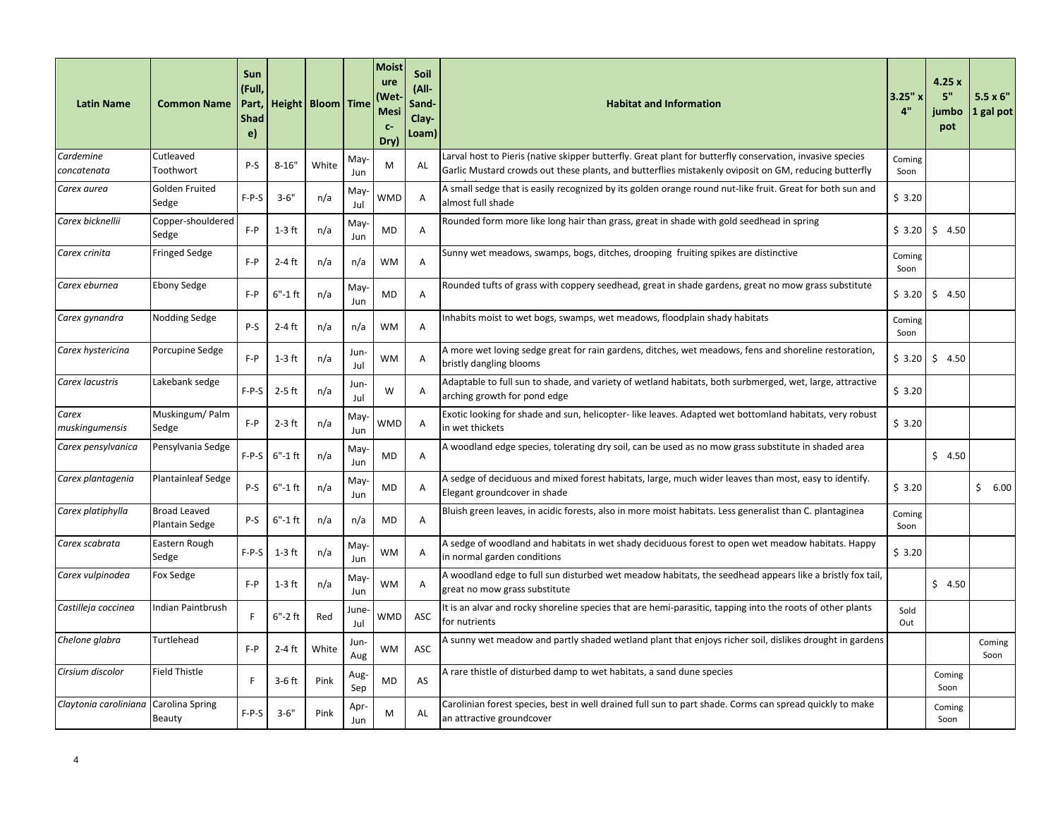| Latin Name | Common Name | Sun (Full, Part, Shade) | Height | Bloom | Time | Moisture (Wet-Mesic-Dry) | Soil (All-Sand-Clay-Loam) | Habitat and Information | 3.25" x 4" | 4.25 x 5" jumbo pot | 5.5 x 6" 1 gal pot |
|---|---|---|---|---|---|---|---|---|---|---|---|
| *Cardemine concatenata* | Cutleaved Toothwort | P-S | 8-16" | White | May-Jun | M | AL | Larval host to Pieris (native skipper butterfly. Great plant for butterfly conservation, invasive species Garlic Mustard crowds out these plants, and butterflies mistakenly oviposit on GM, reducing butterfly | Coming Soon | | |
| *Carex aurea* | Golden Fruited Sedge | F-P-S | 3-6" | n/a | May-Jul | WMD | A | A small sedge that is easily recognized by its golden orange round nut-like fruit. Great for both sun and almost full shade | $ 3.20 | | |
| *Carex bicknellii* | Copper-shouldered Sedge | F-P | 1-3 ft | n/a | May-Jun | MD | A | Rounded form more like long hair than grass, great in shade with gold seedhead in spring | $ 3.20 | $ 4.50 | |
| *Carex crinita* | Fringed Sedge | F-P | 2-4 ft | n/a | n/a | WM | A | Sunny wet meadows, swamps, bogs, ditches, drooping fruiting spikes are distinctive | Coming Soon | | |
| *Carex eburnea* | Ebony Sedge | F-P | 6"-1 ft | n/a | May-Jun | MD | A | Rounded tufts of grass with coppery seedhead, great in shade gardens, great no mow grass substitute | $ 3.20 | $ 4.50 | |
| *Carex gynandra* | Nodding Sedge | P-S | 2-4 ft | n/a | n/a | WM | A | Inhabits moist to wet bogs, swamps, wet meadows, floodplain shady habitats | Coming Soon | | |
| *Carex hystericina* | Porcupine Sedge | F-P | 1-3 ft | n/a | Jun-Jul | WM | A | A more wet loving sedge great for rain gardens, ditches, wet meadows, fens and shoreline restoration, bristly dangling blooms | $ 3.20 | $ 4.50 | |
| *Carex lacustris* | Lakebank sedge | F-P-S | 2-5 ft | n/a | Jun-Jul | W | A | Adaptable to full sun to shade, and variety of wetland habitats, both surbmerged, wet, large, attractive arching growth for pond edge | $ 3.20 | | |
| *Carex muskingumensis* | Muskingum/ Palm Sedge | F-P | 2-3 ft | n/a | May-Jun | WMD | A | Exotic looking for shade and sun, helicopter- like leaves. Adapted wet bottomland habitats, very robust in wet thickets | $ 3.20 | | |
| *Carex pensylvanica* | Pensylvania Sedge | F-P-S | 6"-1 ft | n/a | May-Jun | MD | A | A woodland edge species, tolerating dry soil, can be used as no mow grass substitute in shaded area | | $ 4.50 | |
| *Carex plantagenia* | Plantainleaf Sedge | P-S | 6"-1 ft | n/a | May-Jun | MD | A | A sedge of deciduous and mixed forest habitats, large, much wider leaves than most, easy to identify. Elegant groundcover in shade | $ 3.20 | | $ 6.00 |
| *Carex platiphylla* | Broad Leaved Plantain Sedge | P-S | 6"-1 ft | n/a | n/a | MD | A | Bluish green leaves, in acidic forests, also in more moist habitats. Less generalist than C. plantaginea | Coming Soon | | |
| *Carex scabrata* | Eastern Rough Sedge | F-P-S | 1-3 ft | n/a | May-Jun | WM | A | A sedge of woodland and habitats in wet shady deciduous forest to open wet meadow habitats. Happy in normal garden conditions | $ 3.20 | | |
| *Carex vulpinodea* | Fox Sedge | F-P | 1-3 ft | n/a | May-Jun | WM | A | A woodland edge to full sun disturbed wet meadow habitats, the seedhead appears like a bristly fox tail, great no mow grass substitute | | $ 4.50 | |
| *Castilleja coccinea* | Indian Paintbrush | F | 6"-2 ft | Red | June-Jul | WMD | ASC | It is an alvar and rocky shoreline species that are hemi-parasitic, tapping into the roots of other plants for nutrients | Sold Out | | |
| *Chelone glabra* | Turtlehead | F-P | 2-4 ft | White | Jun-Aug | WM | ASC | A sunny wet meadow and partly shaded wetland plant that enjoys richer soil, dislikes drought in gardens | | | Coming Soon |
| *Cirsium discolor* | Field Thistle | F | 3-6 ft | Pink | Aug-Sep | MD | AS | A rare thistle of disturbed damp to wet habitats, a sand dune species | | Coming Soon | |
| *Claytonia caroliniana* | Carolina Spring Beauty | F-P-S | 3-6" | Pink | Apr-Jun | M | AL | Carolinian forest species, best in well drained full sun to part shade. Corms can spread quickly to make an attractive groundcover | | Coming Soon | |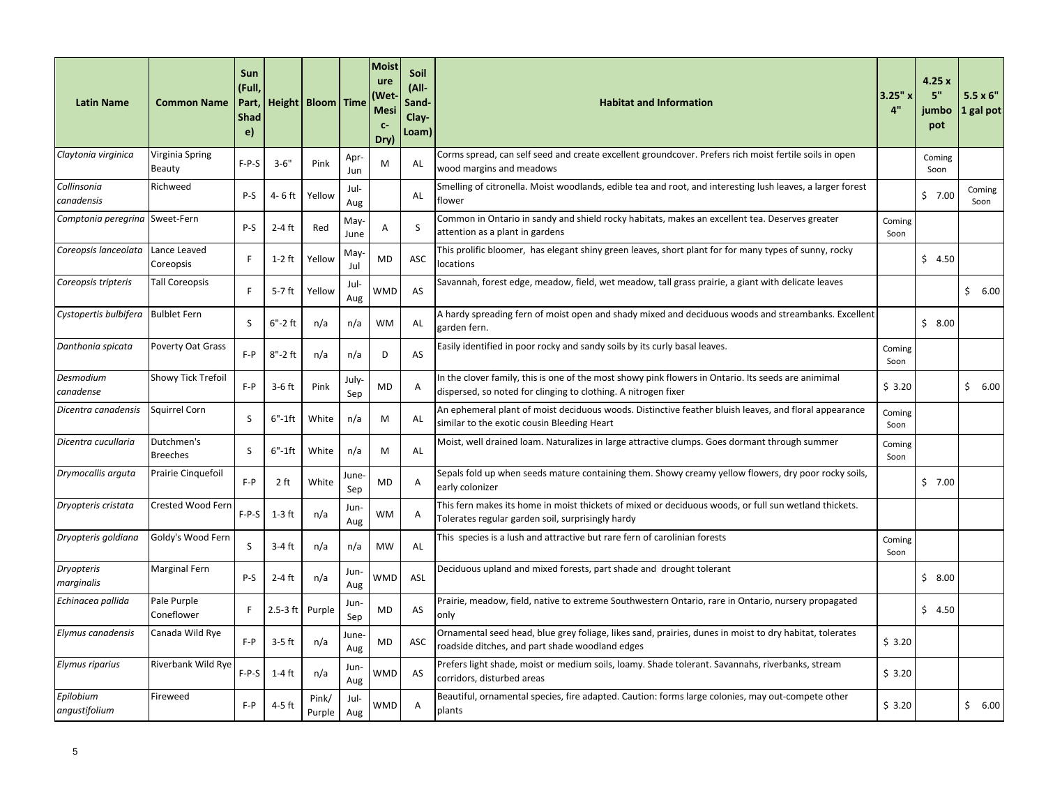| Latin Name | Common Name | Sun (Full, Part, Shade) | Height | Bloom | Time | Moisture (Wet-Mesic-Dry) | Soil (All-Sand-Clay-Loam) | Habitat and Information | 3.25" x 4" | 4.25 x 5" jumbo pot | 5.5 x 6" 1 gal pot |
|---|---|---|---|---|---|---|---|---|---|---|---|
| *Claytonia virginica* | Virginia Spring Beauty | F-P-S | 3-6" | Pink | Apr-Jun | M | AL | Corms spread, can self seed and create excellent groundcover. Prefers rich moist fertile soils in open wood margins and meadows | | Coming Soon | |
| *Collinsonia canadensis* | Richweed | P-S | 4- 6 ft | Yellow | Jul-Aug | | AL | Smelling of citronella. Moist woodlands, edible tea and root, and interesting lush leaves, a larger forest flower | | $ 7.00 | Coming Soon |
| *Comptonia peregrina* | Sweet-Fern | P-S | 2-4 ft | Red | May-June | A | S | Common in Ontario in sandy and shield rocky habitats, makes an excellent tea. Deserves greater attention as a plant in gardens | Coming Soon | | |
| *Coreopsis lanceolata* | Lance Leaved Coreopsis | F | 1-2 ft | Yellow | May-Jul | MD | ASC | This prolific bloomer, has elegant shiny green leaves, short plant for for many types of sunny, rocky locations | | $ 4.50 | |
| *Coreopsis tripteris* | Tall Coreopsis | F | 5-7 ft | Yellow | Jul-Aug | WMD | AS | Savannah, forest edge, meadow, field, wet meadow, tall grass prairie, a giant with delicate leaves | | | $ 6.00 |
| *Cystopertis bulbifera* | Bulblet Fern | S | 6"-2 ft | n/a | n/a | WM | AL | A hardy spreading fern of moist open and shady mixed and deciduous woods and streambanks. Excellent garden fern. | | $ 8.00 | |
| *Danthonia spicata* | Poverty Oat Grass | F-P | 8"-2 ft | n/a | n/a | D | AS | Easily identified in poor rocky and sandy soils by its curly basal leaves. | Coming Soon | | |
| *Desmodium canadense* | Showy Tick Trefoil | F-P | 3-6 ft | Pink | July-Sep | MD | A | In the clover family, this is one of the most showy pink flowers in Ontario. Its seeds are animimal dispersed, so noted for clinging to clothing. A nitrogen fixer | $ 3.20 | | $ 6.00 |
| *Dicentra canadensis* | Squirrel Corn | S | 6"-1ft | White | n/a | M | AL | An ephemeral plant of moist deciduous woods. Distinctive feather bluish leaves, and floral appearance similar to the exotic cousin Bleeding Heart | Coming Soon | | |
| *Dicentra cucullaria* | Dutchmen's Breeches | S | 6"-1ft | White | n/a | M | AL | Moist, well drained loam. Naturalizes in large attractive clumps. Goes dormant through summer | Coming Soon | | |
| *Drymocallis arguta* | Prairie Cinquefoil | F-P | 2 ft | White | June-Sep | MD | A | Sepals fold up when seeds mature containing them. Showy creamy yellow flowers, dry poor rocky soils, early colonizer | | $ 7.00 | |
| *Dryopteris cristata* | Crested Wood Fern | F-P-S | 1-3 ft | n/a | Jun-Aug | WM | A | This fern makes its home in moist thickets of mixed or deciduous woods, or full sun wetland thickets. Tolerates regular garden soil, surprisingly hardy | | | |
| *Dryopteris goldiana* | Goldy's Wood Fern | S | 3-4 ft | n/a | n/a | MW | AL | This species is a lush and attractive but rare fern of carolinian forests | Coming Soon | | |
| *Dryopteris marginalis* | Marginal Fern | P-S | 2-4 ft | n/a | Jun-Aug | WMD | ASL | Deciduous upland and mixed forests, part shade and drought tolerant | | $ 8.00 | |
| *Echinacea pallida* | Pale Purple Coneflower | F | 2.5-3 ft | Purple | Jun-Sep | MD | AS | Prairie, meadow, field, native to extreme Southwestern Ontario, rare in Ontario, nursery propagated only | | $ 4.50 | |
| *Elymus canadensis* | Canada Wild Rye | F-P | 3-5 ft | n/a | June-Aug | MD | ASC | Ornamental seed head, blue grey foliage, likes sand, prairies, dunes in moist to dry habitat, tolerates roadside ditches, and part shade woodland edges | $ 3.20 | | |
| *Elymus riparius* | Riverbank Wild Rye | F-P-S | 1-4 ft | n/a | Jun-Aug | WMD | AS | Prefers light shade, moist or medium soils, loamy. Shade tolerant. Savannahs, riverbanks, stream corridors, disturbed areas | $ 3.20 | | |
| *Epilobium angustifolium* | Fireweed | F-P | 4-5 ft | Pink/ Purple | Jul-Aug | WMD | A | Beautiful, ornamental species, fire adapted. Caution: forms large colonies, may out-compete other plants | $ 3.20 | | $ 6.00 |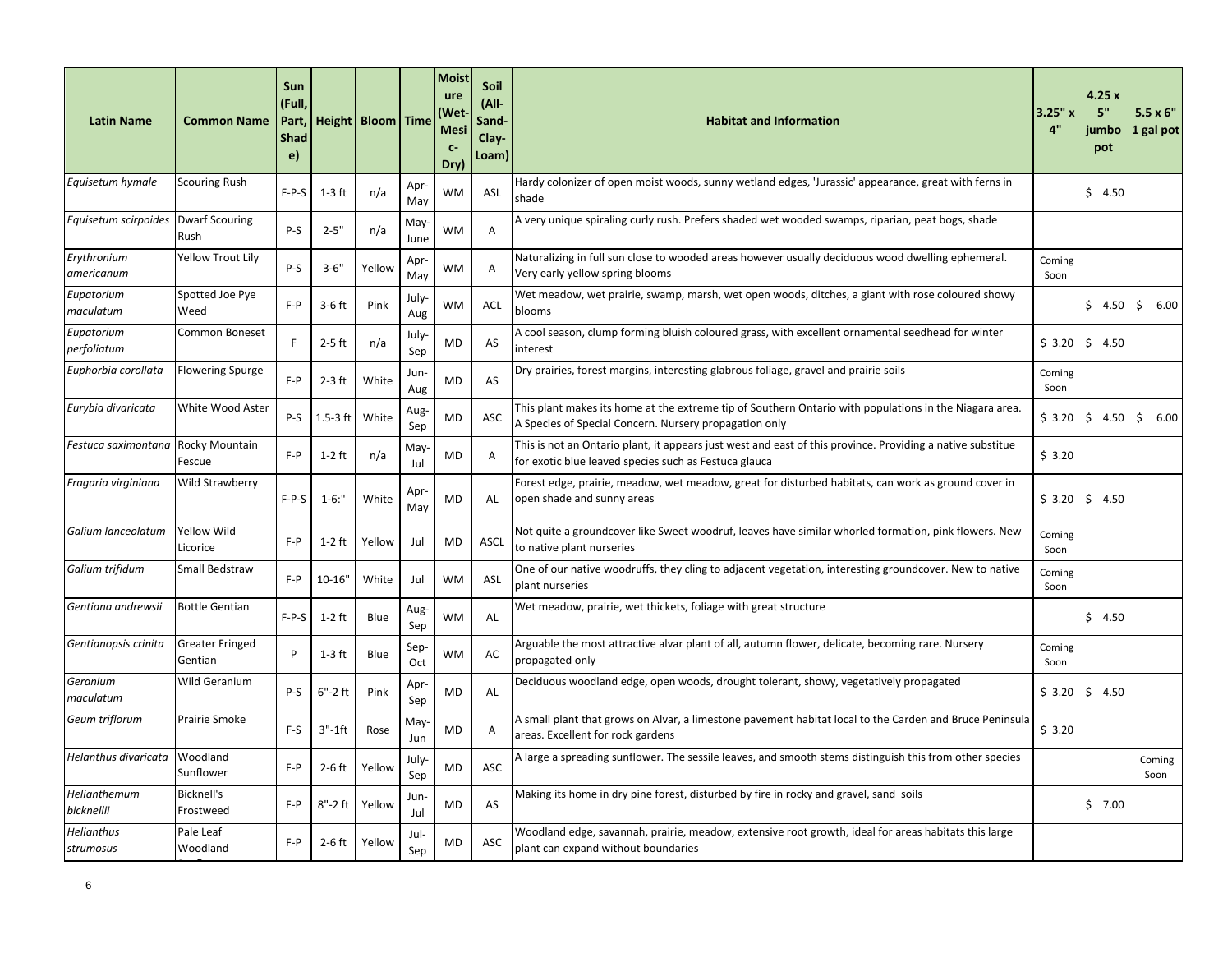| Latin Name | Common Name | Sun (Full, Part, Shade) | Height | Bloom | Time | Moisture (Wet-Mesic-Dry) | Soil (All-Sand-Clay-Loam) | Habitat and Information | 3.25" x 4" | 4.25 x 5" jumbo pot | 5.5 x 6" 1 gal pot |
|---|---|---|---|---|---|---|---|---|---|---|---|
| *Equisetum hymale* | Scouring Rush | F-P-S | 1-3 ft | n/a | Apr-May | WM | ASL | Hardy colonizer of open moist woods, sunny wetland edges, 'Jurassic' appearance, great with ferns in shade | | $ 4.50 | |
| *Equisetum scirpoides* | Dwarf Scouring Rush | P-S | 2-5" | n/a | May-June | WM | A | A very unique spiraling curly rush. Prefers shaded wet wooded swamps, riparian, peat bogs, shade | | | |
| *Erythronium americanum* | Yellow Trout Lily | P-S | 3-6" | Yellow | Apr-May | WM | A | Naturalizing in full sun close to wooded areas however usually deciduous wood dwelling ephemeral. Very early yellow spring blooms | Coming Soon | | |
| *Eupatorium maculatum* | Spotted Joe Pye Weed | F-P | 3-6 ft | Pink | July-Aug | WM | ACL | Wet meadow, wet prairie, swamp, marsh, wet open woods, ditches, a giant with rose coloured showy blooms | | $ 4.50 | $ 6.00 |
| *Eupatorium perfoliatum* | Common Boneset | F | 2-5 ft | n/a | July-Sep | MD | AS | A cool season, clump forming bluish coloured grass, with excellent ornamental seedhead for winter interest | $ 3.20 | $ 4.50 | |
| *Euphorbia corollata* | Flowering Spurge | F-P | 2-3 ft | White | Jun-Aug | MD | AS | Dry prairies, forest margins, interesting glabrous foliage, gravel and prairie soils | Coming Soon | | |
| *Eurybia divaricata* | White Wood Aster | P-S | 1.5-3 ft | White | Aug-Sep | MD | ASC | This plant makes its home at the extreme tip of Southern Ontario with populations in the Niagara area. A Species of Special Concern. Nursery propagation only | $ 3.20 | $ 4.50 | $ 6.00 |
| *Festuca saximontana* | Rocky Mountain Fescue | F-P | 1-2 ft | n/a | May-Jul | MD | A | This is not an Ontario plant, it appears just west and east of this province. Providing a native substitue for exotic blue leaved species such as Festuca glauca | $ 3.20 | | |
| *Fragaria virginiana* | Wild Strawberry | F-P-S | 1-6:" | White | Apr-May | MD | AL | Forest edge, prairie, meadow, wet meadow, great for disturbed habitats, can work as ground cover in open shade and sunny areas | $ 3.20 | $ 4.50 | |
| *Galium lanceolatum* | Yellow Wild Licorice | F-P | 1-2 ft | Yellow | Jul | MD | ASCL | Not quite a groundcover like Sweet woodruf, leaves have similar whorled formation, pink flowers. New to native plant nurseries | Coming Soon | | |
| *Galium trifidum* | Small Bedstraw | F-P | 10-16" | White | Jul | WM | ASL | One of our native woodruffs, they cling to adjacent vegetation, interesting groundcover. New to native plant nurseries | Coming Soon | | |
| *Gentiana andrewsii* | Bottle Gentian | F-P-S | 1-2 ft | Blue | Aug-Sep | WM | AL | Wet meadow, prairie, wet thickets, foliage with great structure | | $ 4.50 | |
| *Gentianopsis crinita* | Greater Fringed Gentian | P | 1-3 ft | Blue | Sep-Oct | WM | AC | Arguable the most attractive alvar plant of all, autumn flower, delicate, becoming rare. Nursery propagated only | Coming Soon | | |
| *Geranium maculatum* | Wild Geranium | P-S | 6"-2 ft | Pink | Apr-Sep | MD | AL | Deciduous woodland edge, open woods, drought tolerant, showy, vegetatively propagated | $ 3.20 | $ 4.50 | |
| *Geum triflorum* | Prairie Smoke | F-S | 3"-1ft | Rose | May-Jun | MD | A | A small plant that grows on Alvar, a limestone pavement habitat local to the Carden and Bruce Peninsula areas. Excellent for rock gardens | $ 3.20 | | |
| *Helanthus divaricata* | Woodland Sunflower | F-P | 2-6 ft | Yellow | July-Sep | MD | ASC | A large a spreading sunflower. The sessile leaves, and smooth stems distinguish this from other species | | | Coming Soon |
| *Helianthemum bicknellii* | Bicknell's Frostweed | F-P | 8"-2 ft | Yellow | Jun-Jul | MD | AS | Making its home in dry pine forest, disturbed by fire in rocky and gravel, sand soils | | $ 7.00 | |
| *Helianthus strumosus* | Pale Leaf Woodland | F-P | 2-6 ft | Yellow | Jul-Sep | MD | ASC | Woodland edge, savannah, prairie, meadow, extensive root growth, ideal for areas habitats this large plant can expand without boundaries | | | |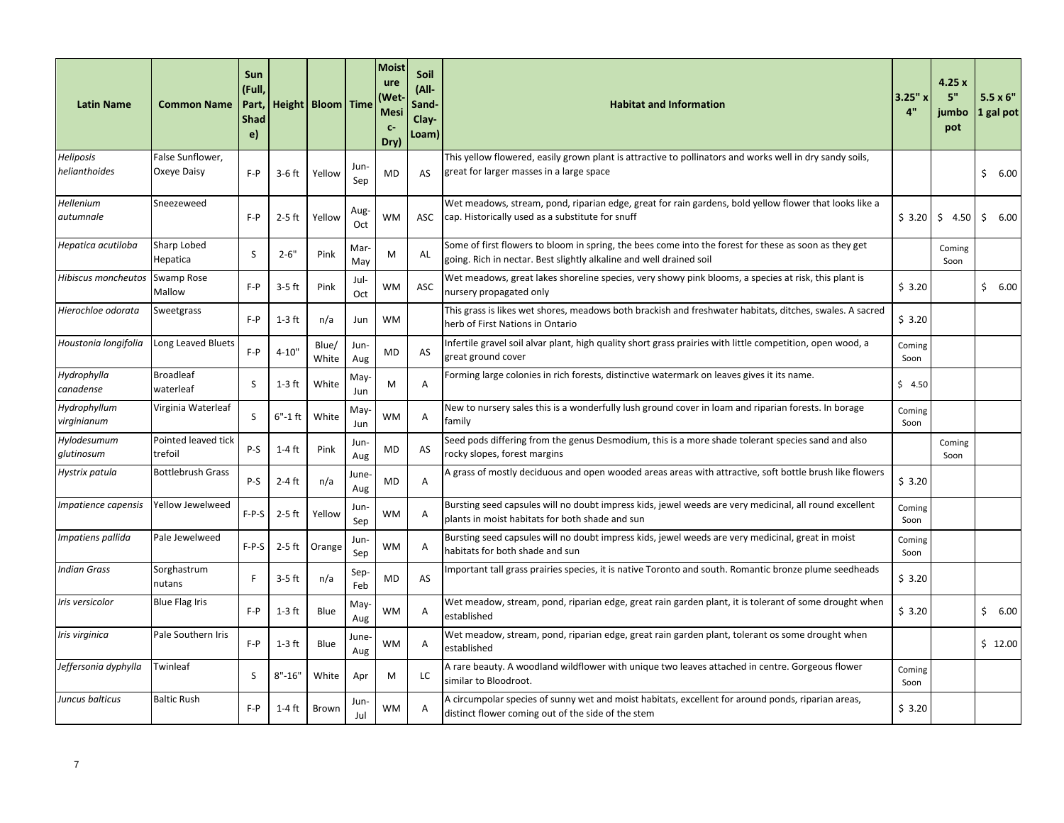| Latin Name | Common Name | Sun (Full, Part, Shade) | Height | Bloom | Time | Moisture (Wet-Mesic-Dry) | Soil (All-Sand-Clay-Loam) | Habitat and Information | 3.25" x 4" | 4.25 x 5" jumbo pot | 5.5 x 6" 1 gal pot |
|---|---|---|---|---|---|---|---|---|---|---|---|
| *Heliposis helianthoides* | False Sunflower, Oxeye Daisy | F-P | 3-6 ft | Yellow | Jun-Sep | MD | AS | This yellow flowered, easily grown plant is attractive to pollinators and works well in dry sandy soils, great for larger masses in a large space | | | $ 6.00 |
| *Hellenium autumnale* | Sneezeweed | F-P | 2-5 ft | Yellow | Aug-Oct | WM | ASC | Wet meadows, stream, pond, riparian edge, great for rain gardens, bold yellow flower that looks like a cap. Historically used as a substitute for snuff | $ 3.20 | $ 4.50 | $ 6.00 |
| *Hepatica acutiloba* | Sharp Lobed Hepatica | S | 2-6" | Pink | Mar-May | M | AL | Some of first flowers to bloom in spring, the bees come into the forest for these as soon as they get going. Rich in nectar. Best slightly alkaline and well drained soil | | Coming Soon | |
| *Hibiscus moncheutos* | Swamp Rose Mallow | F-P | 3-5 ft | Pink | Jul-Oct | WM | ASC | Wet meadows, great lakes shoreline species, very showy pink blooms, a species at risk, this plant is nursery propagated only | $ 3.20 | | $ 6.00 |
| *Hierochloe odorata* | Sweetgrass | F-P | 1-3 ft | n/a | Jun | WM | | This grass is likes wet shores, meadows both brackish and freshwater habitats, ditches, swales. A sacred herb of First Nations in Ontario | $ 3.20 | | |
| *Houstonia longifolia* | Long Leaved Bluets | F-P | 4-10" | Blue/ White | Jun-Aug | MD | AS | Infertile gravel soil alvar plant, high quality short grass prairies with little competition, open wood, a great ground cover | Coming Soon | | |
| *Hydrophylla canadense* | Broadleaf waterleaf | S | 1-3 ft | White | May-Jun | M | A | Forming large colonies in rich forests, distinctive watermark on leaves gives it its name. | $ 4.50 | | |
| *Hydrophyllum virginianum* | Virginia Waterleaf | S | 6"-1 ft | White | May-Jun | WM | A | New to nursery sales this is a wonderfully lush ground cover in loam and riparian forests. In borage family | Coming Soon | | |
| *Hylodesumum glutinosum* | Pointed leaved tick trefoil | P-S | 1-4 ft | Pink | Jun-Aug | MD | AS | Seed pods differing from the genus Desmodium, this is a more shade tolerant species sand and also rocky slopes, forest margins | | Coming Soon | |
| *Hystrix patula* | Bottlebrush Grass | P-S | 2-4 ft | n/a | June-Aug | MD | A | A grass of mostly deciduous and open wooded areas areas with attractive, soft bottle brush like flowers | $ 3.20 | | |
| *Impatience capensis* | Yellow Jewelweed | F-P-S | 2-5 ft | Yellow | Jun-Sep | WM | A | Bursting seed capsules will no doubt impress kids, jewel weeds are very medicinal, all round excellent plants in moist habitats for both shade and sun | Coming Soon | | |
| *Impatiens pallida* | Pale Jewelweed | F-P-S | 2-5 ft | Orange | Jun-Sep | WM | A | Bursting seed capsules will no doubt impress kids, jewel weeds are very medicinal, great in moist habitats for both shade and sun | Coming Soon | | |
| *Indian Grass* | Sorghastrum nutans | F | 3-5 ft | n/a | Sep-Feb | MD | AS | Important tall grass prairies species, it is native Toronto and south. Romantic bronze plume seedheads | $ 3.20 | | |
| *Iris versicolor* | Blue Flag Iris | F-P | 1-3 ft | Blue | May-Aug | WM | A | Wet meadow, stream, pond, riparian edge, great rain garden plant, it is tolerant of some drought when established | $ 3.20 | | $ 6.00 |
| *Iris virginica* | Pale Southern Iris | F-P | 1-3 ft | Blue | June-Aug | WM | A | Wet meadow, stream, pond, riparian edge, great rain garden plant, tolerant os some drought when established | | | $ 12.00 |
| *Jeffersonia dyphylla* | Twinleaf | S | 8"-16" | White | Apr | M | LC | A rare beauty. A woodland wildflower with unique two leaves attached in centre. Gorgeous flower similar to Bloodroot. | Coming Soon | | |
| *Juncus balticus* | Baltic Rush | F-P | 1-4 ft | Brown | Jun-Jul | WM | A | A circumpolar species of sunny wet and moist habitats, excellent for around ponds, riparian areas, distinct flower coming out of the side of the stem | $ 3.20 | | |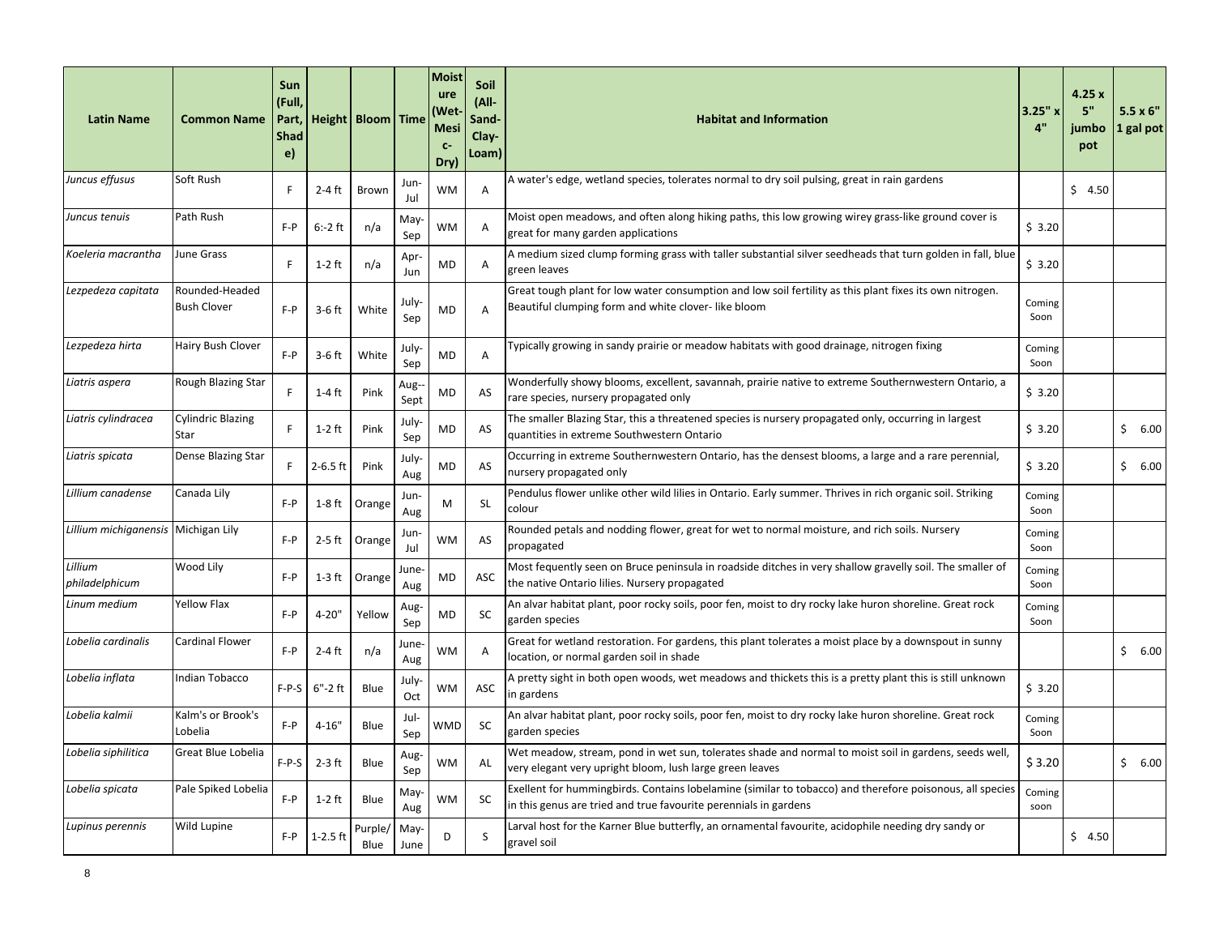| Latin Name | Common Name | Sun (Full, Part, Shade) | Height | Bloom | Time | Moisture (Wet-Mesic-Dry) | Soil (All-Sand-Clay-Loam) | Habitat and Information | 3.25" x 4" | 4.25 x 5" jumbo pot | 5.5 x 6" 1 gal pot |
|---|---|---|---|---|---|---|---|---|---|---|---|
| *Juncus effusus* | Soft Rush | F | 2-4 ft | Brown | Jun-Jul | WM | A | A water's edge, wetland species, tolerates normal to dry soil pulsing, great in rain gardens | | $ 4.50 | |
| *Juncus tenuis* | Path Rush | F-P | 6:-2 ft | n/a | May-Sep | WM | A | Moist open meadows, and often along hiking paths, this low growing wirey grass-like ground cover is great for many garden applications | $ 3.20 | | |
| *Koeleria macrantha* | June Grass | F | 1-2 ft | n/a | Apr-Jun | MD | A | A medium sized clump forming grass with taller substantial silver seedheads that turn golden in fall, blue green leaves | $ 3.20 | | |
| *Lezpedeza capitata* | Rounded-Headed Bush Clover | F-P | 3-6 ft | White | July-Sep | MD | A | Great tough plant for low water consumption and low soil fertility as this plant fixes its own nitrogen. Beautiful clumping form and white clover- like bloom | Coming Soon | | |
| *Lezpedeza hirta* | Hairy Bush Clover | F-P | 3-6 ft | White | July-Sep | MD | A | Typically growing in sandy prairie or meadow habitats with good drainage, nitrogen fixing | Coming Soon | | |
| *Liatris aspera* | Rough Blazing Star | F | 1-4 ft | Pink | Aug--Sept | MD | AS | Wonderfully showy blooms, excellent, savannah, prairie native to extreme Southernwestern Ontario, a rare species, nursery propagated only | $ 3.20 | | |
| *Liatris cylindracea* | Cylindric Blazing Star | F | 1-2 ft | Pink | July-Sep | MD | AS | The smaller Blazing Star, this a threatened species is nursery propagated only, occurring in largest quantities in extreme Southwestern Ontario | $ 3.20 | | $ 6.00 |
| *Liatris spicata* | Dense Blazing Star | F | 2-6.5 ft | Pink | July-Aug | MD | AS | Occurring in extreme Southernwestern Ontario, has the densest blooms, a large and a rare perennial, nursery propagated only | $ 3.20 | | $ 6.00 |
| *Lillium canadense* | Canada Lily | F-P | 1-8 ft | Orange | Jun-Aug | M | SL | Pendulus flower unlike other wild lilies in Ontario. Early summer. Thrives in rich organic soil. Striking colour | Coming Soon | | |
| *Lillium michiganensis* | Michigan Lily | F-P | 2-5 ft | Orange | Jun-Jul | WM | AS | Rounded petals and nodding flower, great for wet to normal moisture, and rich soils. Nursery propagated | Coming Soon | | |
| *Lillium philadelphicum* | Wood Lily | F-P | 1-3 ft | Orange | June-Aug | MD | ASC | Most fequently seen on Bruce peninsula in roadside ditches in very shallow gravelly soil. The smaller of the native Ontario lilies. Nursery propagated | Coming Soon | | |
| *Linum medium* | Yellow Flax | F-P | 4-20" | Yellow | Aug-Sep | MD | SC | An alvar habitat plant, poor rocky soils, poor fen, moist to dry rocky lake huron shoreline. Great rock garden species | Coming Soon | | |
| *Lobelia cardinalis* | Cardinal Flower | F-P | 2-4 ft | n/a | June-Aug | WM | A | Great for wetland restoration. For gardens, this plant tolerates a moist place by a downspout in sunny location, or normal garden soil in shade | | | $ 6.00 |
| *Lobelia inflata* | Indian Tobacco | F-P-S | 6"-2 ft | Blue | July-Oct | WM | ASC | A pretty sight in both open woods, wet meadows and thickets this is a pretty plant this is still unknown in gardens | $ 3.20 | | |
| *Lobelia kalmii* | Kalm's or Brook's Lobelia | F-P | 4-16" | Blue | Jul-Sep | WMD | SC | An alvar habitat plant, poor rocky soils, poor fen, moist to dry rocky lake huron shoreline. Great rock garden species | Coming Soon | | |
| *Lobelia siphilitica* | Great Blue Lobelia | F-P-S | 2-3 ft | Blue | Aug-Sep | WM | AL | Wet meadow, stream, pond in wet sun, tolerates shade and normal to moist soil in gardens, seeds well, very elegant very upright bloom, lush large green leaves | $ 3.20 | | $ 6.00 |
| *Lobelia spicata* | Pale Spiked Lobelia | F-P | 1-2 ft | Blue | May-Aug | WM | SC | Exellent for hummingbirds. Contains lobelamine (similar to tobacco) and therefore poisonous, all species in this genus are tried and true favourite perennials in gardens | Coming soon | | |
| *Lupinus perennis* | Wild Lupine | F-P | 1-2.5 ft | Purple/ Blue | May-June | D | S | Larval host for the Karner Blue butterfly, an ornamental favourite, acidophile needing dry sandy or gravel soil | | $ 4.50 | |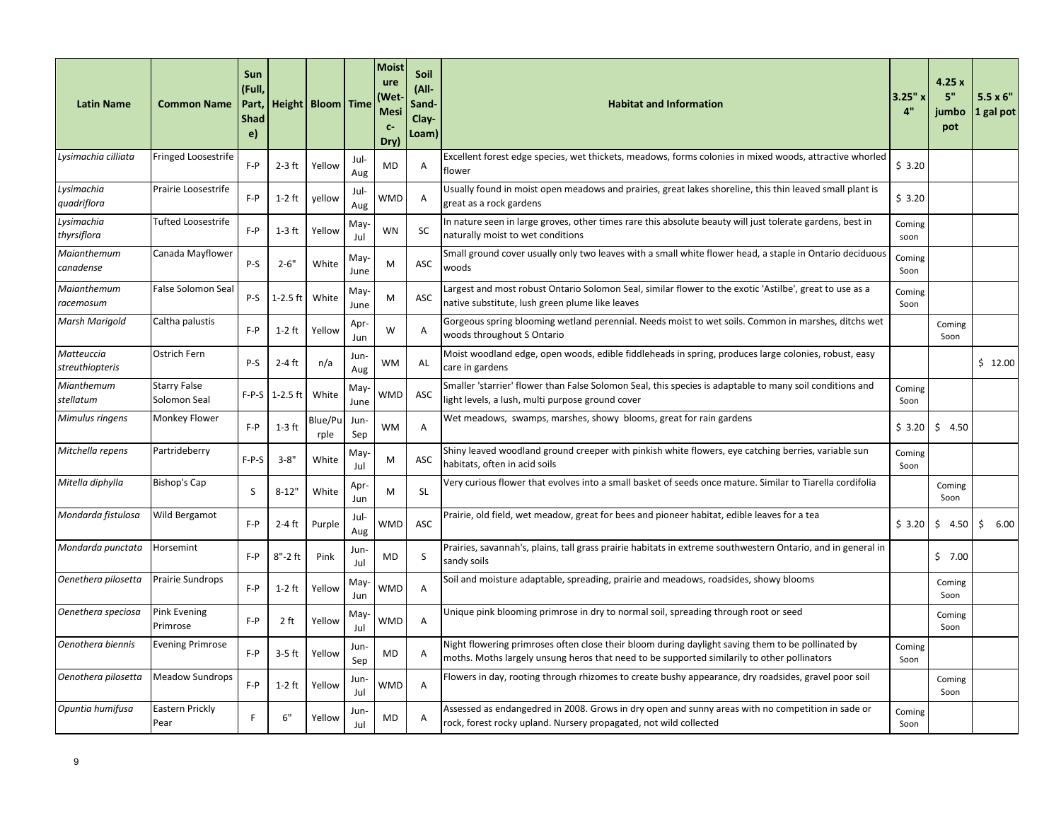| Latin Name | Common Name | Sun (Full, Part, Shade) | Height | Bloom | Time | Moisture (Wet-Mesic-Dry) | Soil (All-Sand-Clay-Loam) | Habitat and Information | 3.25" x 4" | 4.25 x 5" jumbo pot | 5.5 x 6" 1 gal pot |
|---|---|---|---|---|---|---|---|---|---|---|---|
| *Lysimachia cilliata* | Fringed Loosestrife | F-P | 2-3 ft | Yellow | Jul-Aug | MD | A | Excellent forest edge species, wet thickets, meadows, forms colonies in mixed woods, attractive whorled flower | $ 3.20 | | |
| *Lysimachia quadriflora* | Prairie Loosestrife | F-P | 1-2 ft | yellow | Jul-Aug | WMD | A | Usually found in moist open meadows and prairies, great lakes shoreline, this thin leaved small plant is great as a rock gardens | $ 3.20 | | |
| *Lysimachia thyrsiflora* | Tufted Loosestrife | F-P | 1-3 ft | Yellow | May-Jul | WN | SC | In nature seen in large groves, other times rare this absolute beauty will just tolerate gardens, best in naturally moist to wet conditions | Coming soon | | |
| *Maianthemum canadense* | Canada Mayflower | P-S | 2-6" | White | May-June | M | ASC | Small ground cover usually only two leaves with a small white flower head, a staple in Ontario deciduous woods | Coming Soon | | |
| *Maianthemum racemosum* | False Solomon Seal | P-S | 1-2.5 ft | White | May-June | M | ASC | Largest and most robust Ontario Solomon Seal, similar flower to the exotic 'Astilbe', great to use as a native substitute, lush green plume like leaves | Coming Soon | | |
| *Marsh Marigold* | Caltha palustis | F-P | 1-2 ft | Yellow | Apr-Jun | W | A | Gorgeous spring blooming wetland perennial. Needs moist to wet soils. Common in marshes, ditchs wet woods throughout S Ontario | | Coming Soon | |
| *Matteuccia streuthiopteris* | Ostrich Fern | P-S | 2-4 ft | n/a | Jun-Aug | WM | AL | Moist woodland edge, open woods, edible fiddleheads in spring, produces large colonies, robust, easy care in gardens | | | $ 12.00 |
| *Mianthemum stellatum* | Starry False Solomon Seal | F-P-S | 1-2.5 ft | White | May-June | WMD | ASC | Smaller 'starrier' flower than False Solomon Seal, this species is adaptable to many soil conditions and light levels, a lush, multi purpose ground cover | Coming Soon | | |
| *Mimulus ringens* | Monkey Flower | F-P | 1-3 ft | Blue/Purple | Jun-Sep | WM | A | Wet meadows, swamps, marshes, showy blooms, great for rain gardens | $ 3.20 | $ 4.50 | |
| *Mitchella repens* | Partrideberry | F-P-S | 3-8" | White | May-Jul | M | ASC | Shiny leaved woodland ground creeper with pinkish white flowers, eye catching berries, variable sun habitats, often in acid soils | Coming Soon | | |
| *Mitella diphylla* | Bishop's Cap | S | 8-12" | White | Apr-Jun | M | SL | Very curious flower that evolves into a small basket of seeds once mature. Similar to Tiarella cordifolia | | Coming Soon | |
| *Mondarda fistulosa* | Wild Bergamot | F-P | 2-4 ft | Purple | Jul-Aug | WMD | ASC | Prairie, old field, wet meadow, great for bees and pioneer habitat, edible leaves for a tea | $ 3.20 | $ 4.50 | $ 6.00 |
| *Mondarda punctata* | Horsemint | F-P | 8"-2 ft | Pink | Jun-Jul | MD | S | Prairies, savannah's, plains, tall grass prairie habitats in extreme southwestern Ontario, and in general in sandy soils | | $ 7.00 | |
| *Oenethera pilosetta* | Prairie Sundrops | F-P | 1-2 ft | Yellow | May-Jun | WMD | A | Soil and moisture adaptable, spreading, prairie and meadows, roadsides, showy blooms | | Coming Soon | |
| *Oenethera speciosa* | Pink Evening Primrose | F-P | 2 ft | Yellow | May-Jul | WMD | A | Unique pink blooming primrose in dry to normal soil, spreading through root or seed | | Coming Soon | |
| *Oenothera biennis* | Evening Primrose | F-P | 3-5 ft | Yellow | Jun-Sep | MD | A | Night flowering primroses often close their bloom during daylight saving them to be pollinated by moths. Moths largely unsung heros that need to be supported similarily to other pollinators | Coming Soon | | |
| *Oenothera pilosetta* | Meadow Sundrops | F-P | 1-2 ft | Yellow | Jun-Jul | WMD | A | Flowers in day, rooting through rhizomes to create bushy appearance, dry roadsides, gravel poor soil | | Coming Soon | |
| *Opuntia humifusa* | Eastern Prickly Pear | F | 6" | Yellow | Jun-Jul | MD | A | Assessed as endangedred in 2008. Grows in dry open and sunny areas with no competition in sade or rock, forest rocky upland. Nursery propagated, not wild collected | Coming Soon | | |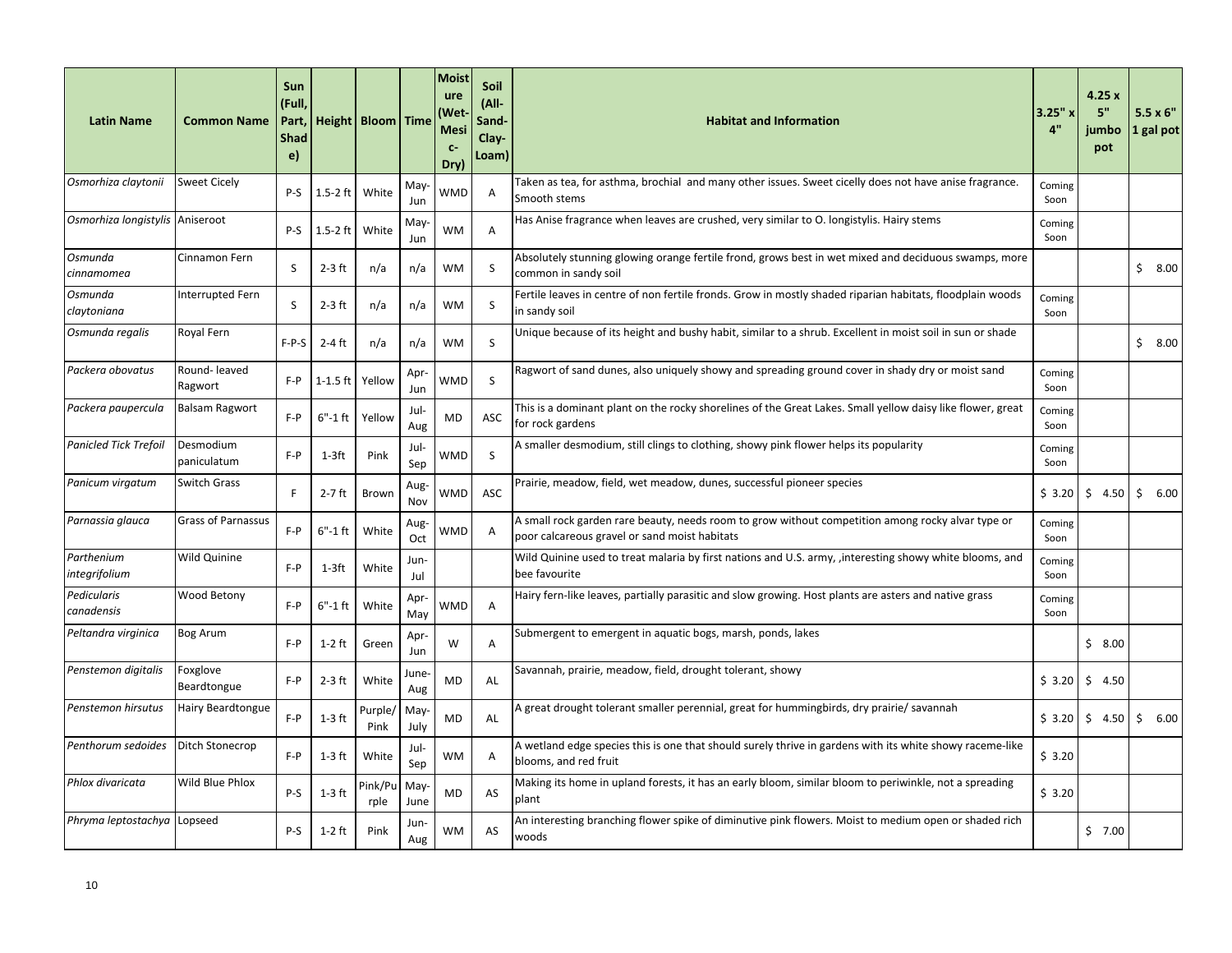| Latin Name | Common Name | Sun (Full, Part, Shade) | Height | Bloom | Time | Moisture (Wet-Mesic-Dry) | Soil (All-Sand-Clay-Loam) | Habitat and Information | 3.25" x 4" | 4.25 x 5" jumbo pot | 5.5 x 6" 1 gal pot |
|---|---|---|---|---|---|---|---|---|---|---|---|
| *Osmorhiza claytonii* | Sweet Cicely | P-S | 1.5-2 ft | White | May-Jun | WMD | A | Taken as tea, for asthma, brochial and many other issues. Sweet cicelly does not have anise fragrance. Smooth stems | Coming Soon | | |
| *Osmorhiza longistylis* | Aniseroot | P-S | 1.5-2 ft | White | May-Jun | WM | A | Has Anise fragrance when leaves are crushed, very similar to O. longistylis. Hairy stems | Coming Soon | | |
| *Osmunda cinnamomea* | Cinnamon Fern | S | 2-3 ft | n/a | n/a | WM | S | Absolutely stunning glowing orange fertile frond, grows best in wet mixed and deciduous swamps, more common in sandy soil | | | $ 8.00 |
| *Osmunda claytoniana* | Interrupted Fern | S | 2-3 ft | n/a | n/a | WM | S | Fertile leaves in centre of non fertile fronds. Grow in mostly shaded riparian habitats, floodplain woods in sandy soil | Coming Soon | | |
| *Osmunda regalis* | Royal Fern | F-P-S | 2-4 ft | n/a | n/a | WM | S | Unique because of its height and bushy habit, similar to a shrub. Excellent in moist soil in sun or shade | | | $ 8.00 |
| *Packera obovatus* | Round- leaved Ragwort | F-P | 1-1.5 ft | Yellow | Apr-Jun | WMD | S | Ragwort of sand dunes, also uniquely showy and spreading ground cover in shady dry or moist sand | Coming Soon | | |
| *Packera paupercula* | Balsam Ragwort | F-P | 6"-1 ft | Yellow | Jul-Aug | MD | ASC | This is a dominant plant on the rocky shorelines of the Great Lakes. Small yellow daisy like flower, great for rock gardens | Coming Soon | | |
| *Panicled Tick Trefoil* | Desmodium paniculatum | F-P | 1-3ft | Pink | Jul-Sep | WMD | S | A smaller desmodium, still clings to clothing, showy pink flower helps its popularity | Coming Soon | | |
| *Panicum virgatum* | Switch Grass | F | 2-7 ft | Brown | Aug-Nov | WMD | ASC | Prairie, meadow, field, wet meadow, dunes, successful pioneer species | $ 3.20 | $ 4.50 | $ 6.00 |
| *Parnassia glauca* | Grass of Parnassus | F-P | 6"-1 ft | White | Aug-Oct | WMD | A | A small rock garden rare beauty, needs room to grow without competition among rocky alvar type or poor calcareous gravel or sand moist habitats | Coming Soon | | |
| *Parthenium integrifolium* | Wild Quinine | F-P | 1-3ft | White | Jun-Jul | | | Wild Quinine used to treat malaria by first nations and U.S. army, ,interesting showy white blooms, and bee favourite | Coming Soon | | |
| *Pedicularis canadensis* | Wood Betony | F-P | 6"-1 ft | White | Apr-May | WMD | A | Hairy fern-like leaves, partially parasitic and slow growing. Host plants are asters and native grass | Coming Soon | | |
| *Peltandra virginica* | Bog Arum | F-P | 1-2 ft | Green | Apr-Jun | W | A | Submergent to emergent in aquatic bogs, marsh, ponds, lakes | | $ 8.00 | |
| *Penstemon digitalis* | Foxglove Beardtongue | F-P | 2-3 ft | White | June-Aug | MD | AL | Savannah, prairie, meadow, field, drought tolerant, showy | $ 3.20 | $ 4.50 | |
| *Penstemon hirsutus* | Hairy Beardtongue | F-P | 1-3 ft | Purple/Pink | May-July | MD | AL | A great drought tolerant smaller perennial, great for hummingbirds, dry prairie/ savannah | $ 3.20 | $ 4.50 | $ 6.00 |
| *Penthorum sedoides* | Ditch Stonecrop | F-P | 1-3 ft | White | Jul-Sep | WM | A | A wetland edge species this is one that should surely thrive in gardens with its white showy raceme-like blooms, and red fruit | $ 3.20 | | |
| *Phlox divaricata* | Wild Blue Phlox | P-S | 1-3 ft | Pink/Purple | May-June | MD | AS | Making its home in upland forests, it has an early bloom, similar bloom to periwinkle, not a spreading plant | $ 3.20 | | |
| *Phryma leptostachya* | Lopseed | P-S | 1-2 ft | Pink | Jun-Aug | WM | AS | An interesting branching flower spike of diminutive pink flowers. Moist to medium open or shaded rich woods | | $ 7.00 | |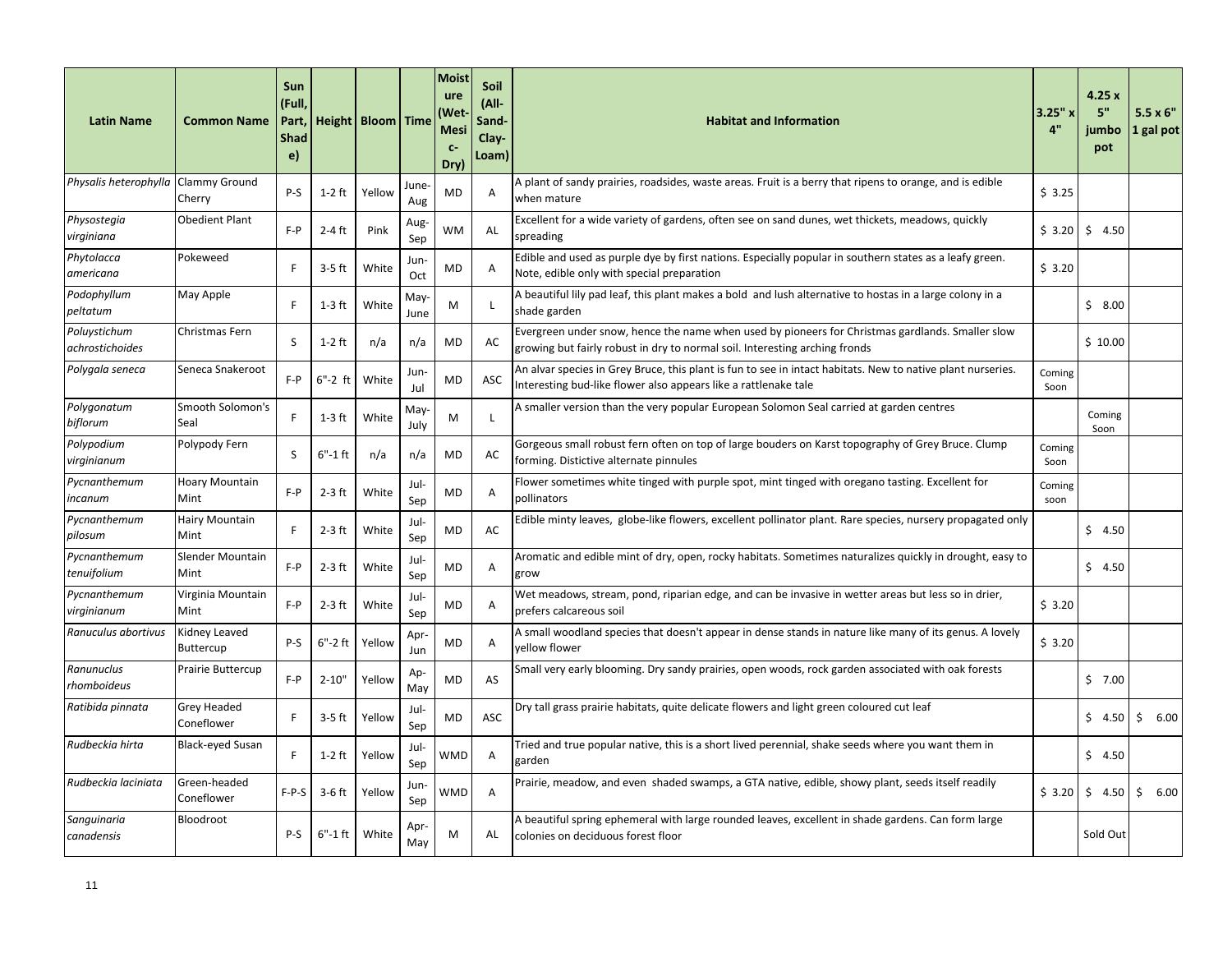| Latin Name | Common Name | Sun (Full, Part, Shade) | Height | Bloom | Time | Moisture (Wet-Mesic-Dry) | Soil (All-Sand-Clay-Loam) | Habitat and Information | 3.25" x 4" | 4.25 x 5" jumbo pot | 5.5 x 6" 1 gal pot |
|---|---|---|---|---|---|---|---|---|---|---|---|
| *Physalis heterophylla* | Clammy Ground Cherry | P-S | 1-2 ft | Yellow | June-Aug | MD | A | A plant of sandy prairies, roadsides, waste areas. Fruit is a berry that ripens to orange, and is edible when mature | $ 3.25 | | |
| *Physostegia virginiana* | Obedient Plant | F-P | 2-4 ft | Pink | Aug-Sep | WM | AL | Excellent for a wide variety of gardens, often see on sand dunes, wet thickets, meadows, quickly spreading | $ 3.20 | $ 4.50 | |
| *Phytolacca americana* | Pokeweed | F | 3-5 ft | White | Jun-Oct | MD | A | Edible and used as purple dye by first nations. Especially popular in southern states as a leafy green. Note, edible only with special preparation | $ 3.20 | | |
| *Podophyllum peltatum* | May Apple | F | 1-3 ft | White | May-June | M | L | A beautiful lily pad leaf, this plant makes a bold and lush alternative to hostas in a large colony in a shade garden | | $ 8.00 | |
| *Poluystichum achrostichoides* | Christmas Fern | S | 1-2 ft | n/a | n/a | MD | AC | Evergreen under snow, hence the name when used by pioneers for Christmas gardlands. Smaller slow growing but fairly robust in dry to normal soil. Interesting arching fronds | | $ 10.00 | |
| *Polygala seneca* | Seneca Snakeroot | F-P | 6"-2 ft | White | Jun-Jul | MD | ASC | An alvar species in Grey Bruce, this plant is fun to see in intact habitats. New to native plant nurseries. Interesting bud-like flower also appears like a rattlenake tale | Coming Soon | | |
| *Polygonatum biflorum* | Smooth Solomon's Seal | F | 1-3 ft | White | May-July | M | L | A smaller version than the very popular European Solomon Seal carried at garden centres | | Coming Soon | |
| *Polypodium virginianum* | Polypody Fern | S | 6"-1 ft | n/a | n/a | MD | AC | Gorgeous small robust fern often on top of large bouders on Karst topography of Grey Bruce. Clump forming. Distictive alternate pinnules | Coming Soon | | |
| *Pycnanthemum incanum* | Hoary Mountain Mint | F-P | 2-3 ft | White | Jul-Sep | MD | A | Flower sometimes white tinged with purple spot, mint tinged with oregano tasting. Excellent for pollinators | Coming soon | | |
| *Pycnanthemum pilosum* | Hairy Mountain Mint | F | 2-3 ft | White | Jul-Sep | MD | AC | Edible minty leaves, globe-like flowers, excellent pollinator plant. Rare species, nursery propagated only | | $ 4.50 | |
| *Pycnanthemum tenuifolium* | Slender Mountain Mint | F-P | 2-3 ft | White | Jul-Sep | MD | A | Aromatic and edible mint of dry, open, rocky habitats. Sometimes naturalizes quickly in drought, easy to grow | | $ 4.50 | |
| *Pycnanthemum virginianum* | Virginia Mountain Mint | F-P | 2-3 ft | White | Jul-Sep | MD | A | Wet meadows, stream, pond, riparian edge, and can be invasive in wetter areas but less so in drier, prefers calcareous soil | $ 3.20 | | |
| *Ranuculus abortivus* | Kidney Leaved Buttercup | P-S | 6"-2 ft | Yellow | Apr-Jun | MD | A | A small woodland species that doesn't appear in dense stands in nature like many of its genus. A lovely yellow flower | $ 3.20 | | |
| *Ranunuclus rhomboideus* | Prairie Buttercup | F-P | 2-10" | Yellow | Ap-May | MD | AS | Small very early blooming. Dry sandy prairies, open woods, rock garden associated with oak forests | | $ 7.00 | |
| *Ratibida pinnata* | Grey Headed Coneflower | F | 3-5 ft | Yellow | Jul-Sep | MD | ASC | Dry tall grass prairie habitats, quite delicate flowers and light green coloured cut leaf | | $ 4.50 | $ 6.00 |
| *Rudbeckia hirta* | Black-eyed Susan | F | 1-2 ft | Yellow | Jul-Sep | WMD | A | Tried and true popular native, this is a short lived perennial, shake seeds where you want them in garden | | $ 4.50 | |
| *Rudbeckia laciniata* | Green-headed Coneflower | F-P-S | 3-6 ft | Yellow | Jun-Sep | WMD | A | Prairie, meadow, and even shaded swamps, a GTA native, edible, showy plant, seeds itself readily | $ 3.20 | $ 4.50 | $ 6.00 |
| *Sanguinaria canadensis* | Bloodroot | P-S | 6"-1 ft | White | Apr-May | M | AL | A beautiful spring ephemeral with large rounded leaves, excellent in shade gardens. Can form large colonies on deciduous forest floor | | Sold Out | |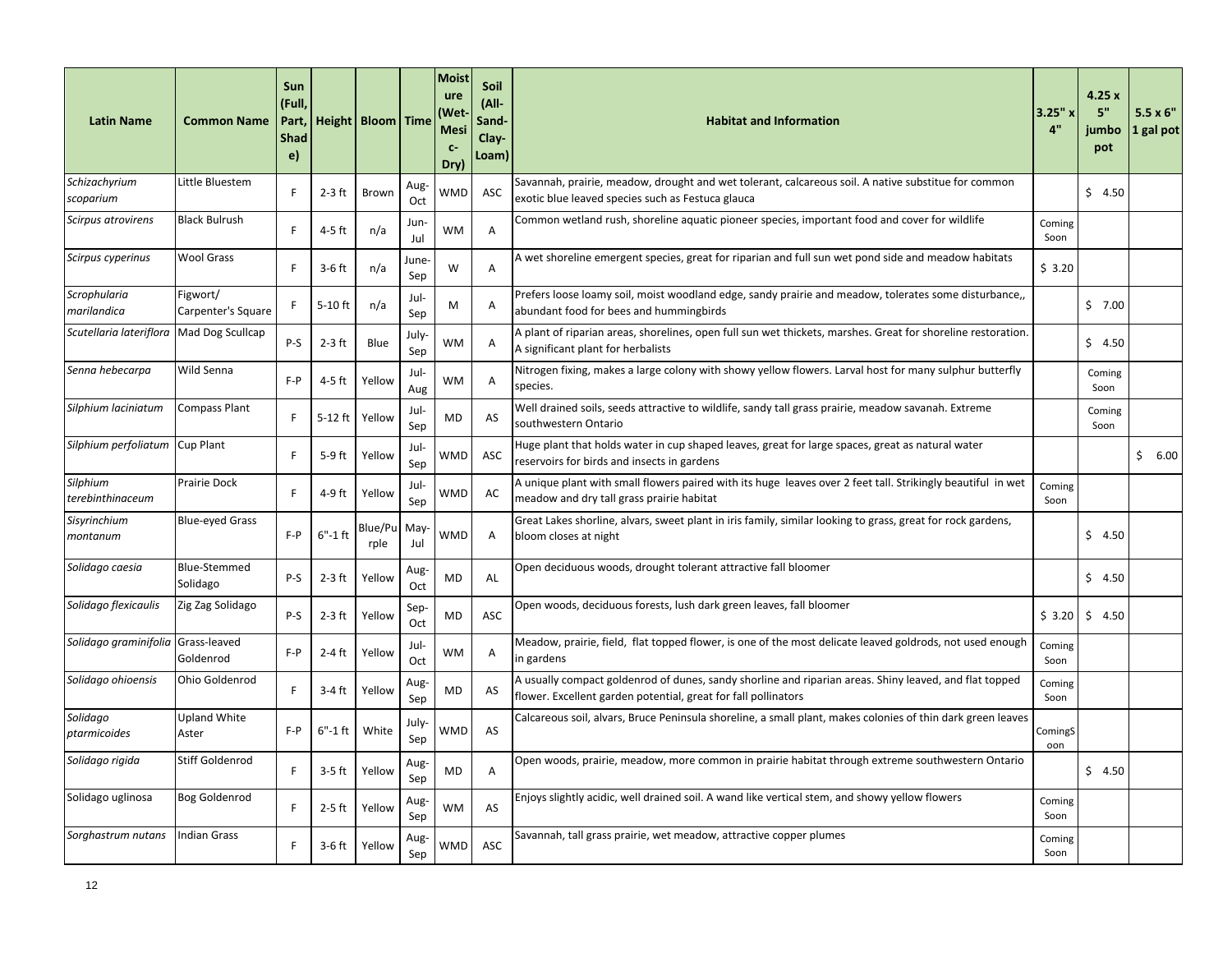| Latin Name | Common Name | Sun (Full, Part, Shade) | Height | Bloom | Time | Moisture (Wet-Mesic-Dry) | Soil (All-Sand-Clay-Loam) | Habitat and Information | 3.25" x 4" | 4.25 x 5" jumbo pot | 5.5 x 6" 1 gal pot |
|---|---|---|---|---|---|---|---|---|---|---|---|
| *Schizachyrium scoparium* | Little Bluestem | F | 2-3 ft | Brown | Aug-Oct | WMD | ASC | Savannah, prairie, meadow, drought and wet tolerant, calcareous soil. A native substitue for common exotic blue leaved species such as Festuca glauca | | $ 4.50 | |
| *Scirpus atrovirens* | Black Bulrush | F | 4-5 ft | n/a | Jun-Jul | WM | A | Common wetland rush, shoreline aquatic pioneer species, important food and cover for wildlife | Coming Soon | | |
| *Scirpus cyperinus* | Wool Grass | F | 3-6 ft | n/a | June-Sep | W | A | A wet shoreline emergent species, great for riparian and full sun wet pond side and meadow habitats | $ 3.20 | | |
| *Scrophularia marilandica* | Figwort/ Carpenter's Square | F | 5-10 ft | n/a | Jul-Sep | M | A | Prefers loose loamy soil, moist woodland edge, sandy prairie and meadow, tolerates some disturbance,, abundant food for bees and hummingbirds | | $ 7.00 | |
| *Scutellaria lateriflora* | Mad Dog Scullcap | P-S | 2-3 ft | Blue | July-Sep | WM | A | A plant of riparian areas, shorelines, open full sun wet thickets, marshes. Great for shoreline restoration. A significant plant for herbalists | | $ 4.50 | |
| *Senna hebecarpa* | Wild Senna | F-P | 4-5 ft | Yellow | Jul-Aug | WM | A | Nitrogen fixing, makes a large colony with showy yellow flowers. Larval host for many sulphur butterfly species. | | Coming Soon | |
| *Silphium laciniatum* | Compass Plant | F | 5-12 ft | Yellow | Jul-Sep | MD | AS | Well drained soils, seeds attractive to wildlife, sandy tall grass prairie, meadow savanah. Extreme southwestern Ontario | | Coming Soon | |
| *Silphium perfoliatum* | Cup Plant | F | 5-9 ft | Yellow | Jul-Sep | WMD | ASC | Huge plant that holds water in cup shaped leaves, great for large spaces, great as natural water reservoirs for birds and insects in gardens | | | $ 6.00 |
| *Silphium terebinthinaceum* | Prairie Dock | F | 4-9 ft | Yellow | Jul-Sep | WMD | AC | A unique plant with small flowers paired with its huge leaves over 2 feet tall. Strikingly beautiful in wet meadow and dry tall grass prairie habitat | Coming Soon | | |
| *Sisyrinchium montanum* | Blue-eyed Grass | F-P | 6"-1 ft | Blue/Purple | May-Jul | WMD | A | Great Lakes shorline, alvars, sweet plant in iris family, similar looking to grass, great for rock gardens, bloom closes at night | | $ 4.50 | |
| *Solidago caesia* | Blue-Stemmed Solidago | P-S | 2-3 ft | Yellow | Aug-Oct | MD | AL | Open deciduous woods, drought tolerant attractive fall bloomer | | $ 4.50 | |
| *Solidago flexicaulis* | Zig Zag Solidago | P-S | 2-3 ft | Yellow | Sep-Oct | MD | ASC | Open woods, deciduous forests, lush dark green leaves, fall bloomer | $ 3.20 | $ 4.50 | |
| *Solidago graminifolia* | Grass-leaved Goldenrod | F-P | 2-4 ft | Yellow | Jul-Oct | WM | A | Meadow, prairie, field, flat topped flower, is one of the most delicate leaved goldrods, not used enough in gardens | Coming Soon | | |
| *Solidago ohioensis* | Ohio Goldenrod | F | 3-4 ft | Yellow | Aug-Sep | MD | AS | A usually compact goldenrod of dunes, sandy shorline and riparian areas. Shiny leaved, and flat topped flower. Excellent garden potential, great for fall pollinators | Coming Soon | | |
| *Solidago ptarmicoides* | Upland White Aster | F-P | 6"-1 ft | White | July-Sep | WMD | AS | Calcareous soil, alvars, Bruce Peninsula shoreline, a small plant, makes colonies of thin dark green leaves | ComingSoon | | |
| *Solidago rigida* | Stiff Goldenrod | F | 3-5 ft | Yellow | Aug-Sep | MD | A | Open woods, prairie, meadow, more common in prairie habitat through extreme southwestern Ontario | | $ 4.50 | |
| Solidago uglinosa | Bog Goldenrod | F | 2-5 ft | Yellow | Aug-Sep | WM | AS | Enjoys slightly acidic, well drained soil. A wand like vertical stem, and showy yellow flowers | Coming Soon | | |
| *Sorghastrum nutans* | Indian Grass | F | 3-6 ft | Yellow | Aug-Sep | WMD | ASC | Savannah, tall grass prairie, wet meadow, attractive copper plumes | Coming Soon | | |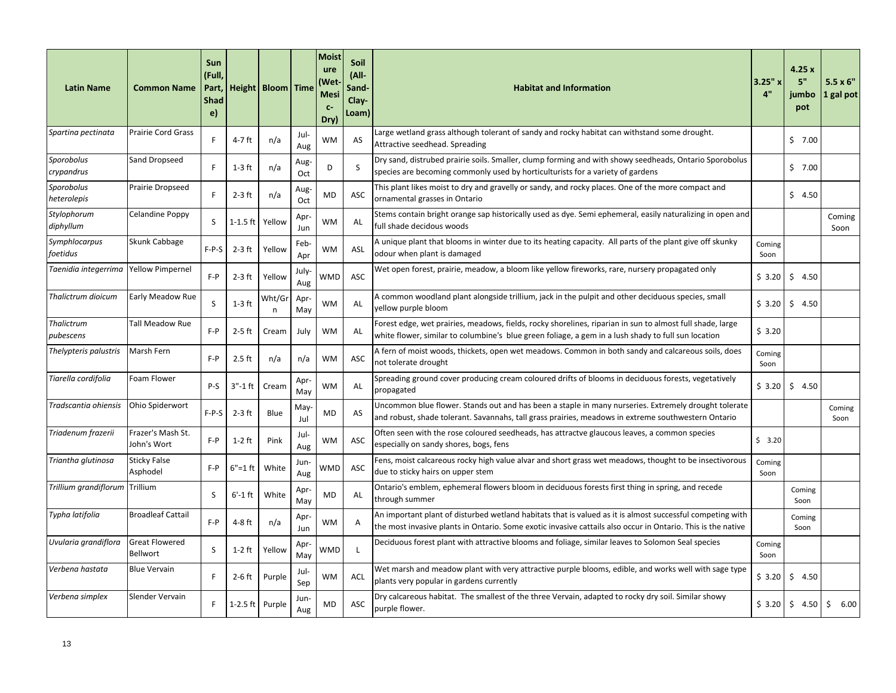| Latin Name | Common Name | Sun (Full, Part, Shade) | Height | Bloom | Time | Moisture (Wet-Mesic-Dry) | Soil (All-Sand-Clay-Loam) | Habitat and Information | 3.25" x 4" | 4.25 x 5" jumbo pot | 5.5 x 6" 1 gal pot |
|---|---|---|---|---|---|---|---|---|---|---|---|
| *Spartina pectinata* | Prairie Cord Grass | F | 4-7 ft | n/a | Jul-Aug | WM | AS | Large wetland grass although tolerant of sandy and rocky habitat can withstand some drought. Attractive seedhead. Spreading | | $ 7.00 | |
| *Sporobolus crypandrus* | Sand Dropseed | F | 1-3 ft | n/a | Aug-Oct | D | S | Dry sand, distrubed prairie soils. Smaller, clump forming and with showy seedheads, Ontario Sporobolus species are becoming commonly used by horticulturists for a variety of gardens | | $ 7.00 | |
| *Sporobolus heterolepis* | Prairie Dropseed | F | 2-3 ft | n/a | Aug-Oct | MD | ASC | This plant likes moist to dry and gravelly or sandy, and rocky places. One of the more compact and ornamental grasses in Ontario | | $ 4.50 | |
| *Stylophorum diphyllum* | Celandine Poppy | S | 1-1.5 ft | Yellow | Apr-Jun | WM | AL | Stems contain bright orange sap historically used as dye. Semi ephemeral, easily naturalizing in open and full shade decidous woods | | | Coming Soon |
| *Symphlocarpus foetidus* | Skunk Cabbage | F-P-S | 2-3 ft | Yellow | Feb-Apr | WM | ASL | A unique plant that blooms in winter due to its heating capacity. All parts of the plant give off skunky odour when plant is damaged | Coming Soon | | |
| *Taenidia integerrima* | Yellow Pimpernel | F-P | 2-3 ft | Yellow | July-Aug | WMD | ASC | Wet open forest, prairie, meadow, a bloom like yellow fireworks, rare, nursery propagated only | $ 3.20 | $ 4.50 | |
| *Thalictrum dioicum* | Early Meadow Rue | S | 1-3 ft | Wht/Grn | Apr-May | WM | AL | A common woodland plant alongside trillium, jack in the pulpit and other deciduous species, small yellow purple bloom | $ 3.20 | $ 4.50 | |
| *Thalictrum pubescens* | Tall Meadow Rue | F-P | 2-5 ft | Cream | July | WM | AL | Forest edge, wet prairies, meadows, fields, rocky shorelines, riparian in sun to almost full shade, large white flower, similar to columbine's blue green foliage, a gem in a lush shady to full sun location | $ 3.20 | | |
| *Thelypteris palustris* | Marsh Fern | F-P | 2.5 ft | n/a | n/a | WM | ASC | A fern of moist woods, thickets, open wet meadows. Common in both sandy and calcareous soils, does not tolerate drought | Coming Soon | | |
| *Tiarella cordifolia* | Foam Flower | P-S | 3"-1 ft | Cream | Apr-May | WM | AL | Spreading ground cover producing cream coloured drifts of blooms in deciduous forests, vegetatively propagated | $ 3.20 | $ 4.50 | |
| *Tradscantia ohiensis* | Ohio Spiderwort | F-P-S | 2-3 ft | Blue | May-Jul | MD | AS | Uncommon blue flower. Stands out and has been a staple in many nurseries. Extremely drought tolerate and robust, shade tolerant. Savannahs, tall grass prairies, meadows in extreme southwestern Ontario | | | Coming Soon |
| *Triadenum frazerii* | Frazer's Mash St. John's Wort | F-P | 1-2 ft | Pink | Jul-Aug | WM | ASC | Often seen with the rose coloured seedheads, has attractve glaucous leaves, a common species especially on sandy shores, bogs, fens | $ 3.20 | | |
| *Triantha glutinosa* | Sticky False Asphodel | F-P | 6"=1 ft | White | Jun-Aug | WMD | ASC | Fens, moist calcareous rocky high value alvar and short grass wet meadows, thought to be insectivorous due to sticky hairs on upper stem | Coming Soon | | |
| *Trillium grandiflorum* | Trillium | S | 6'-1 ft | White | Apr-May | MD | AL | Ontario's emblem, ephemeral flowers bloom in deciduous forests first thing in spring, and recede through summer | | Coming Soon | |
| *Typha latifolia* | Broadleaf Cattail | F-P | 4-8 ft | n/a | Apr-Jun | WM | A | An important plant of disturbed wetland habitats that is valued as it is almost successful competing with the most invasive plants in Ontario. Some exotic invasive cattails also occur in Ontario. This is the native | | Coming Soon | |
| *Uvularia grandiflora* | Great Flowered Bellwort | S | 1-2 ft | Yellow | Apr-May | WMD | L | Deciduous forest plant with attractive blooms and foliage, similar leaves to Solomon Seal species | Coming Soon | | |
| *Verbena hastata* | Blue Vervain | F | 2-6 ft | Purple | Jul-Sep | WM | ACL | Wet marsh and meadow plant with very attractive purple blooms, edible, and works well with sage type plants very popular in gardens currently | $ 3.20 | $ 4.50 | |
| *Verbena simplex* | Slender Vervain | F | 1-2.5 ft | Purple | Jun-Aug | MD | ASC | Dry calcareous habitat. The smallest of the three Vervain, adapted to rocky dry soil. Similar showy purple flower. | $ 3.20 | $ 4.50 | $ 6.00 |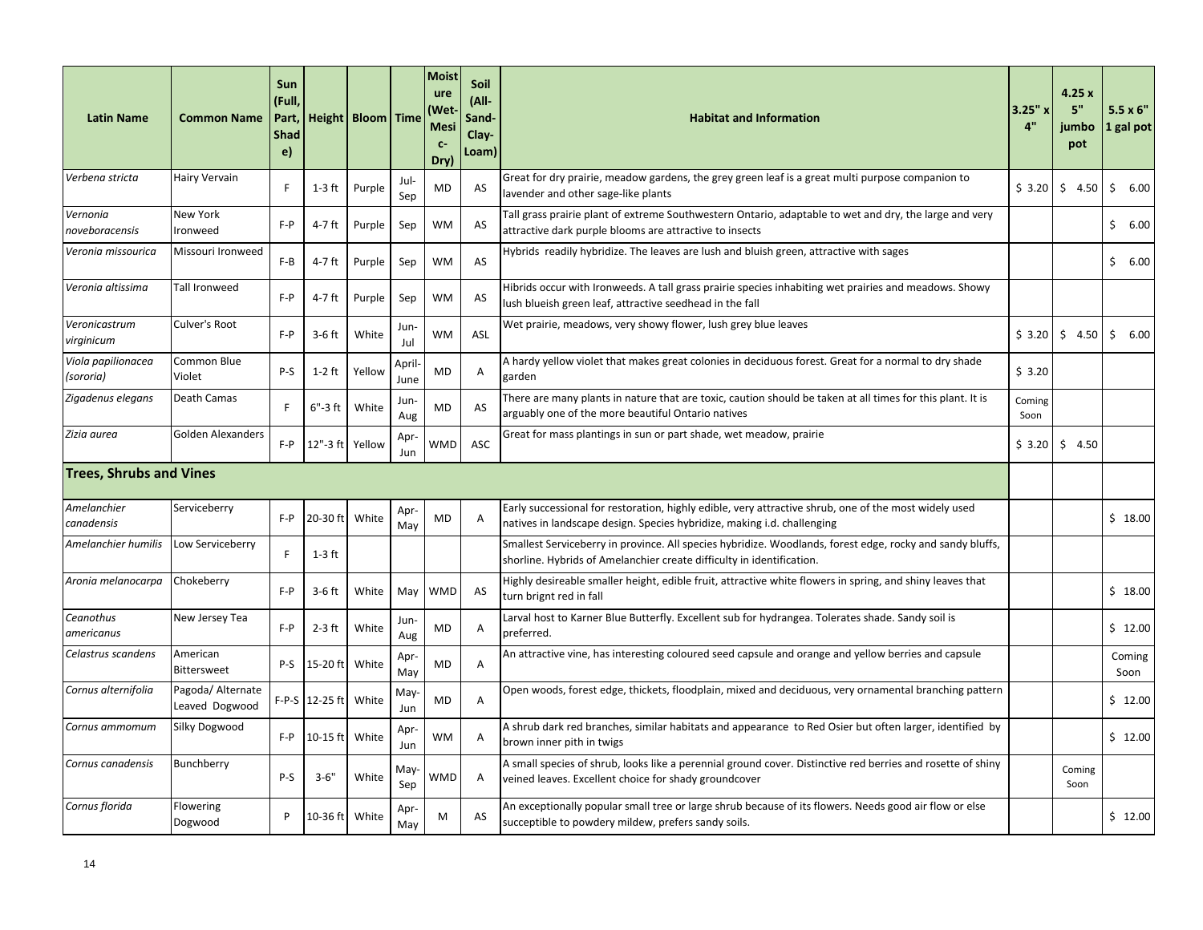| Latin Name | Common Name | Sun (Full, Part, Shade) | Height | Bloom | Time | Moisture (Wet-Mesic-Dry) | Soil (All-Sand-Clay-Loam) | Habitat and Information | 3.25" x 4" | 4.25 x 5" jumbo pot | 5.5 x 6" 1 gal pot |
|---|---|---|---|---|---|---|---|---|---|---|---|
| *Verbena stricta* | Hairy Vervain | F | 1-3 ft | Purple | Jul-Sep | MD | AS | Great for dry prairie, meadow gardens, the grey green leaf is a great multi purpose companion to lavender and other sage-like plants | $ 3.20 | $ 4.50 | $ 6.00 |
| *Vernonia noveboracensis* | New York Ironweed | F-P | 4-7 ft | Purple | Sep | WM | AS | Tall grass prairie plant of extreme Southwestern Ontario, adaptable to wet and dry, the large and very attractive dark purple blooms are attractive to insects | | | $ 6.00 |
| *Veronia missourica* | Missouri Ironweed | F-B | 4-7 ft | Purple | Sep | WM | AS | Hybrids readily hybridize. The leaves are lush and bluish green, attractive with sages | | | $ 6.00 |
| *Veronia altissima* | Tall Ironweed | F-P | 4-7 ft | Purple | Sep | WM | AS | Hibrids occur with Ironweeds. A tall grass prairie species inhabiting wet prairies and meadows. Showy lush blueish green leaf, attractive seedhead in the fall | | | |
| *Veronicastrum virginicum* | Culver's Root | F-P | 3-6 ft | White | Jun-Jul | WM | ASL | Wet prairie, meadows, very showy flower, lush grey blue leaves | $ 3.20 | $ 4.50 | $ 6.00 |
| *Viola papilionacea (sororia)* | Common Blue Violet | P-S | 1-2 ft | Yellow | April-June | MD | A | A hardy yellow violet that makes great colonies in deciduous forest. Great for a normal to dry shade garden | $ 3.20 | | |
| *Zigadenus elegans* | Death Camas | F | 6"-3 ft | White | Jun-Aug | MD | AS | There are many plants in nature that are toxic, caution should be taken at all times for this plant. It is arguably one of the more beautiful Ontario natives | Coming Soon | | |
| *Zizia aurea* | Golden Alexanders | F-P | 12"-3 ft | Yellow | Apr-Jun | WMD | ASC | Great for mass plantings in sun or part shade, wet meadow, prairie | $ 3.20 | $ 4.50 | |
| **Trees, Shrubs and Vines** | | | | | | | | | | | |
| *Amelanchier canadensis* | Serviceberry | F-P | 20-30 ft | White | Apr-May | MD | A | Early successional for restoration, highly edible, very attractive shrub, one of the most widely used natives in landscape design. Species hybridize, making i.d. challenging | | | $ 18.00 |
| *Amelanchier humilis* | Low Serviceberry | F | 1-3 ft | | | | | Smallest Serviceberry in province. All species hybridize. Woodlands, forest edge, rocky and sandy bluffs, shorline. Hybrids of Amelanchier create difficulty in identification. | | | |
| *Aronia melanocarpa* | Chokeberry | F-P | 3-6 ft | White | May | WMD | AS | Highly desireable smaller height, edible fruit, attractive white flowers in spring, and shiny leaves that turn brignt red in fall | | | $ 18.00 |
| *Ceanothus americanus* | New Jersey Tea | F-P | 2-3 ft | White | Jun-Aug | MD | A | Larval host to Karner Blue Butterfly. Excellent sub for hydrangea. Tolerates shade. Sandy soil is preferred. | | | $ 12.00 |
| *Celastrus scandens* | American Bittersweet | P-S | 15-20 ft | White | Apr-May | MD | A | An attractive vine, has interesting coloured seed capsule and orange and yellow berries and capsule | | | Coming Soon |
| *Cornus alternifolia* | Pagoda/ Alternate Leaved Dogwood | F-P-S | 12-25 ft | White | May-Jun | MD | A | Open woods, forest edge, thickets, floodplain, mixed and deciduous, very ornamental branching pattern | | | $ 12.00 |
| *Cornus ammomum* | Silky Dogwood | F-P | 10-15 ft | White | Apr-Jun | WM | A | A shrub dark red branches, similar habitats and appearance to Red Osier but often larger, identified by brown inner pith in twigs | | | $ 12.00 |
| *Cornus canadensis* | Bunchberry | P-S | 3-6" | White | May-Sep | WMD | A | A small species of shrub, looks like a perennial ground cover. Distinctive red berries and rosette of shiny veined leaves. Excellent choice for shady groundcover | | Coming Soon | |
| *Cornus florida* | Flowering Dogwood | P | 10-36 ft | White | Apr-May | M | AS | An exceptionally popular small tree or large shrub because of its flowers. Needs good air flow or else succeptible to powdery mildew, prefers sandy soils. | | | $ 12.00 |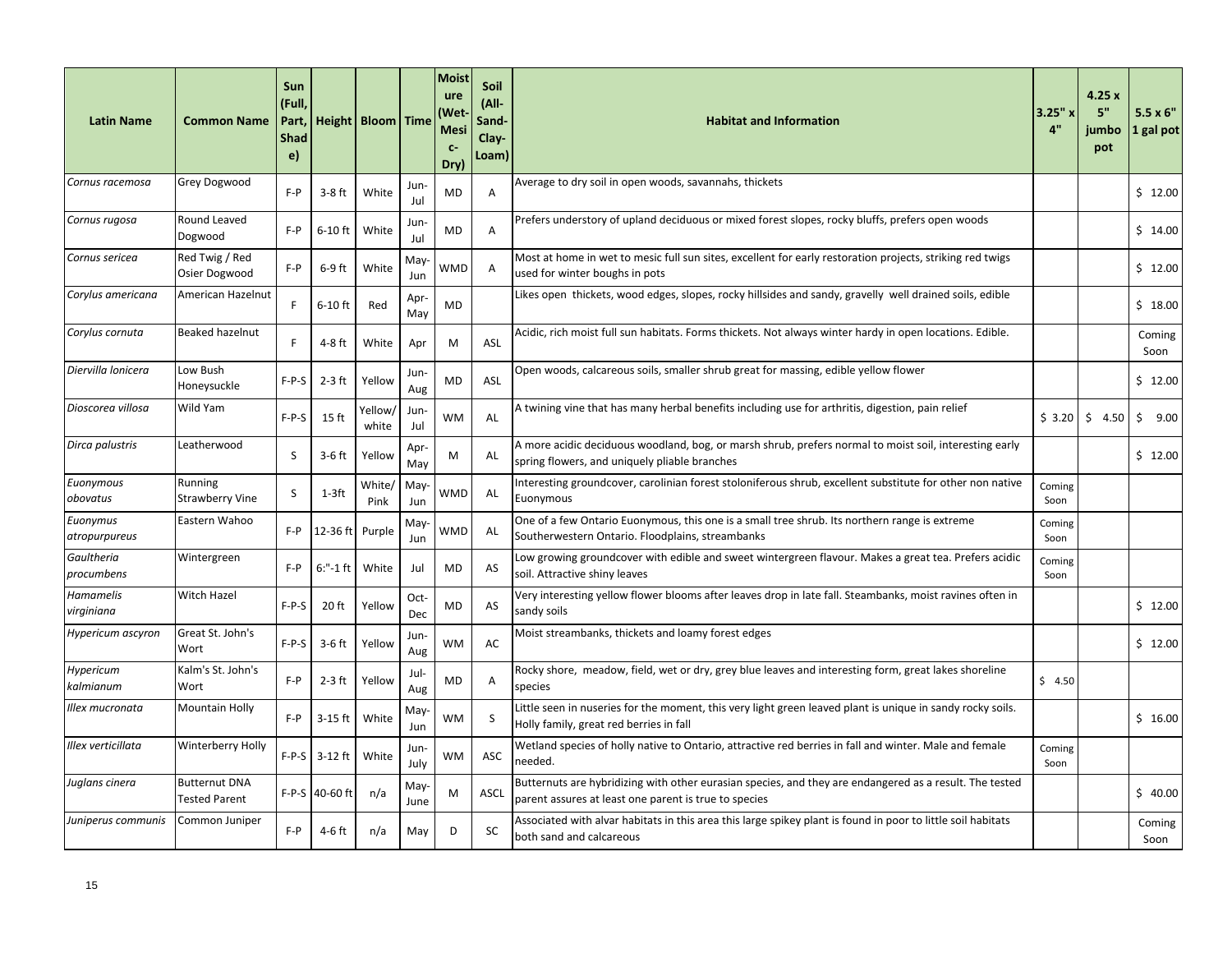| Latin Name | Common Name | Sun (Full, Part, Shade) | Height | Bloom | Time | Moisture (Wet-Mesic-Dry) | Soil (All-Sand-Clay-Loam) | Habitat and Information | 3.25" x 4" | 4.25 x 5" jumbo pot | 5.5 x 6" 1 gal pot |
|---|---|---|---|---|---|---|---|---|---|---|---|
| *Cornus racemosa* | Grey Dogwood | F-P | 3-8 ft | White | Jun-Jul | MD | A | Average to dry soil in open woods, savannahs, thickets | | | $ 12.00 |
| *Cornus rugosa* | Round Leaved Dogwood | F-P | 6-10 ft | White | Jun-Jul | MD | A | Prefers understory of upland deciduous or mixed forest slopes, rocky bluffs, prefers open woods | | | $ 14.00 |
| *Cornus sericea* | Red Twig / Red Osier Dogwood | F-P | 6-9 ft | White | May-Jun | WMD | A | Most at home in wet to mesic full sun sites, excellent for early restoration projects, striking red twigs used for winter boughs in pots | | | $ 12.00 |
| *Corylus americana* | American Hazelnut | F | 6-10 ft | Red | Apr-May | MD | | Likes open thickets, wood edges, slopes, rocky hillsides and sandy, gravelly well drained soils, edible | | | $ 18.00 |
| *Corylus cornuta* | Beaked hazelnut | F | 4-8 ft | White | Apr | M | ASL | Acidic, rich moist full sun habitats. Forms thickets. Not always winter hardy in open locations. Edible. | | | Coming Soon |
| *Diervilla lonicera* | Low Bush Honeysuckle | F-P-S | 2-3 ft | Yellow | Jun-Aug | MD | ASL | Open woods, calcareous soils, smaller shrub great for massing, edible yellow flower | | | $ 12.00 |
| *Dioscorea villosa* | Wild Yam | F-P-S | 15 ft | Yellow/ white | Jun-Jul | WM | AL | A twining vine that has many herbal benefits including use for arthritis, digestion, pain relief | $ 3.20 | $ 4.50 | $ 9.00 |
| *Dirca palustris* | Leatherwood | S | 3-6 ft | Yellow | Apr-May | M | AL | A more acidic deciduous woodland, bog, or marsh shrub, prefers normal to moist soil, interesting early spring flowers, and uniquely pliable branches | | | $ 12.00 |
| *Euonymous obovatus* | Running Strawberry Vine | S | 1-3ft | White/ Pink | May-Jun | WMD | AL | Interesting groundcover, carolinian forest stoloniferous shrub, excellent substitute for other non native Euonymous | Coming Soon | | |
| *Euonymus atropurpureus* | Eastern Wahoo | F-P | 12-36 ft | Purple | May-Jun | WMD | AL | One of a few Ontario Euonymous, this one is a small tree shrub. Its northern range is extreme Southerwestern Ontario. Floodplains, streambanks | Coming Soon | | |
| *Gaultheria procumbens* | Wintergreen | F-P | 6:"-1 ft | White | Jul | MD | AS | Low growing groundcover with edible and sweet wintergreen flavour. Makes a great tea. Prefers acidic soil. Attractive shiny leaves | Coming Soon | | |
| *Hamamelis virginiana* | Witch Hazel | F-P-S | 20 ft | Yellow | Oct-Dec | MD | AS | Very interesting yellow flower blooms after leaves drop in late fall. Steambanks, moist ravines often in sandy soils | | | $ 12.00 |
| *Hypericum ascyron* | Great St. John's Wort | F-P-S | 3-6 ft | Yellow | Jun-Aug | WM | AC | Moist streambanks, thickets and loamy forest edges | | | $ 12.00 |
| *Hypericum kalmianum* | Kalm's St. John's Wort | F-P | 2-3 ft | Yellow | Jul-Aug | MD | A | Rocky shore, meadow, field, wet or dry, grey blue leaves and interesting form, great lakes shoreline species | $ 4.50 | | |
| *Illex mucronata* | Mountain Holly | F-P | 3-15 ft | White | May-Jun | WM | S | Little seen in nuseries for the moment, this very light green leaved plant is unique in sandy rocky soils. Holly family, great red berries in fall | | | $ 16.00 |
| *Illex verticillata* | Winterberry Holly | F-P-S | 3-12 ft | White | Jun-July | WM | ASC | Wetland species of holly native to Ontario, attractive red berries in fall and winter. Male and female needed. | Coming Soon | | |
| *Juglans cinera* | Butternut DNA Tested Parent | F-P-S | 40-60 ft | n/a | May-June | M | ASCL | Butternuts are hybridizing with other eurasian species, and they are endangered as a result. The tested parent assures at least one parent is true to species | | | $ 40.00 |
| *Juniperus communis* | Common Juniper | F-P | 4-6 ft | n/a | May | D | SC | Associated with alvar habitats in this area this large spikey plant is found in poor to little soil habitats both sand and calcareous | | | Coming Soon |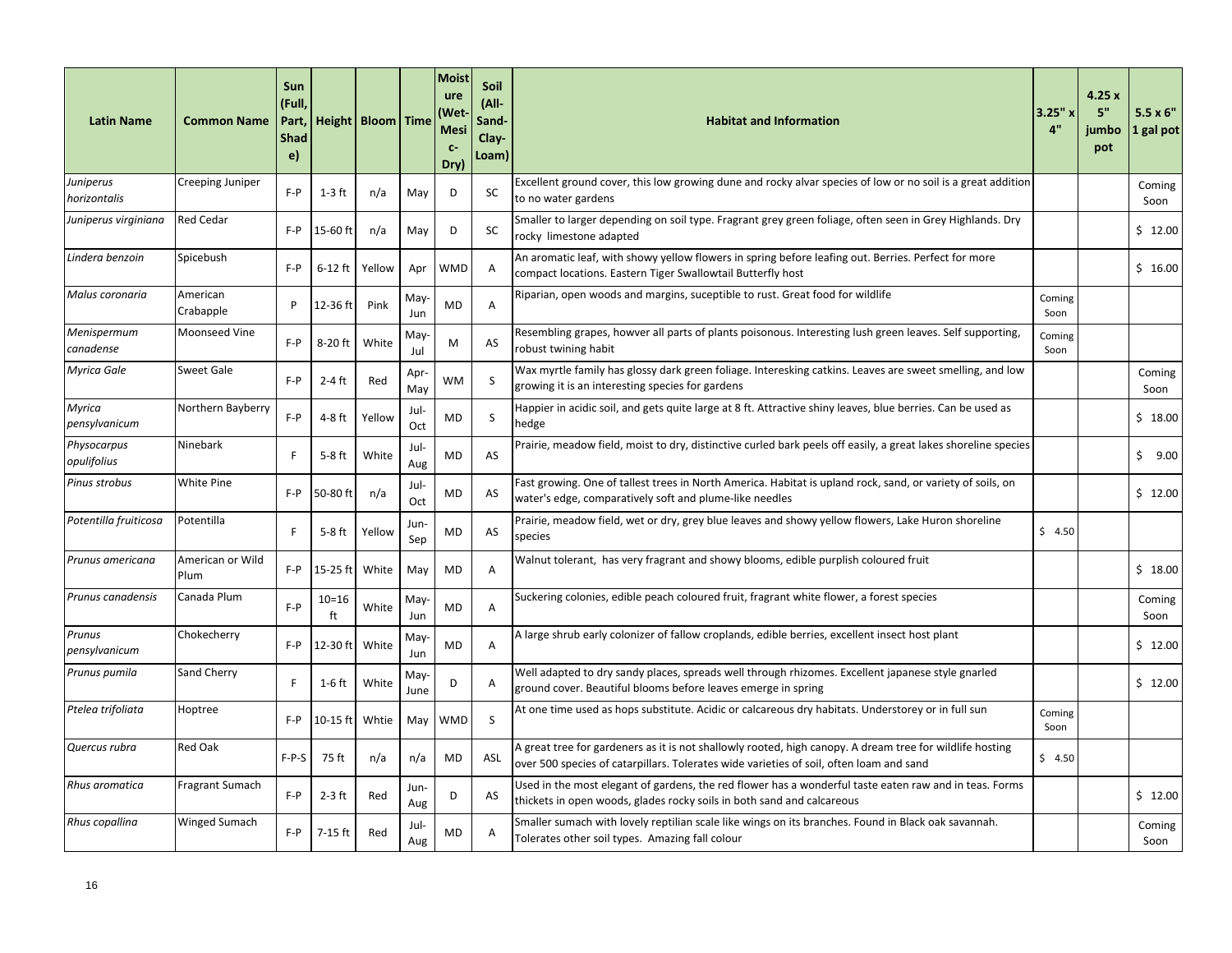| Latin Name | Common Name | Sun (Full, Part, Shade) | Height | Bloom | Time | Moisture (Wet-Mesic-Dry) | Soil (All-Sand-Clay-Loam) | Habitat and Information | 3.25" x 4" | 4.25 x 5" jumbo pot | 5.5 x 6" 1 gal pot |
|---|---|---|---|---|---|---|---|---|---|---|---|
| *Juniperus horizontalis* | Creeping Juniper | F-P | 1-3 ft | n/a | May | D | SC | Excellent ground cover, this low growing dune and rocky alvar species of low or no soil is a great addition to no water gardens | | | Coming Soon |
| *Juniperus virginiana* | Red Cedar | F-P | 15-60 ft | n/a | May | D | SC | Smaller to larger depending on soil type. Fragrant grey green foliage, often seen in Grey Highlands. Dry rocky limestone adapted | | | $ 12.00 |
| *Lindera benzoin* | Spicebush | F-P | 6-12 ft | Yellow | Apr | WMD | A | An aromatic leaf, with showy yellow flowers in spring before leafing out. Berries. Perfect for more compact locations. Eastern Tiger Swallowtail Butterfly host | | | $ 16.00 |
| *Malus coronaria* | American Crabapple | P | 12-36 ft | Pink | May-Jun | MD | A | Riparian, open woods and margins, suceptible to rust. Great food for wildlife | Coming Soon | | |
| *Menispermum canadense* | Moonseed Vine | F-P | 8-20 ft | White | May-Jul | M | AS | Resembling grapes, howver all parts of plants poisonous. Interesting lush green leaves. Self supporting, robust twining habit | Coming Soon | | |
| *Myrica Gale* | Sweet Gale | F-P | 2-4 ft | Red | Apr-May | WM | S | Wax myrtle family has glossy dark green foliage. Interesking catkins. Leaves are sweet smelling, and low growing it is an interesting species for gardens | | | Coming Soon |
| *Myrica pensylvanicum* | Northern Bayberry | F-P | 4-8 ft | Yellow | Jul-Oct | MD | S | Happier in acidic soil, and gets quite large at 8 ft. Attractive shiny leaves, blue berries. Can be used as hedge | | | $ 18.00 |
| *Physocarpus opulifolius* | Ninebark | F | 5-8 ft | White | Jul-Aug | MD | AS | Prairie, meadow field, moist to dry, distinctive curled bark peels off easily, a great lakes shoreline species | | | $ 9.00 |
| *Pinus strobus* | White Pine | F-P | 50-80 ft | n/a | Jul-Oct | MD | AS | Fast growing. One of tallest trees in North America. Habitat is upland rock, sand, or variety of soils, on water's edge, comparatively soft and plume-like needles | | | $ 12.00 |
| *Potentilla fruiticosa* | Potentilla | F | 5-8 ft | Yellow | Jun-Sep | MD | AS | Prairie, meadow field, wet or dry, grey blue leaves and showy yellow flowers, Lake Huron shoreline species | $ 4.50 | | |
| *Prunus americana* | American or Wild Plum | F-P | 15-25 ft | White | May | MD | A | Walnut tolerant, has very fragrant and showy blooms, edible purplish coloured fruit | | | $ 18.00 |
| *Prunus canadensis* | Canada Plum | F-P | 10=16 ft | White | May-Jun | MD | A | Suckering colonies, edible peach coloured fruit, fragrant white flower, a forest species | | | Coming Soon |
| *Prunus pensylvanicum* | Chokecherry | F-P | 12-30 ft | White | May-Jun | MD | A | A large shrub early colonizer of fallow croplands, edible berries, excellent insect host plant | | | $ 12.00 |
| *Prunus pumila* | Sand Cherry | F | 1-6 ft | White | May-June | D | A | Well adapted to dry sandy places, spreads well through rhizomes. Excellent japanese style gnarled ground cover. Beautiful blooms before leaves emerge in spring | | | $ 12.00 |
| *Ptelea trifoliata* | Hoptree | F-P | 10-15 ft | Whtie | May | WMD | S | At one time used as hops substitute. Acidic or calcareous dry habitats. Understorey or in full sun | Coming Soon | | |
| *Quercus rubra* | Red Oak | F-P-S | 75 ft | n/a | n/a | MD | ASL | A great tree for gardeners as it is not shallowly rooted, high canopy. A dream tree for wildlife hosting over 500 species of catarpillars. Tolerates wide varieties of soil, often loam and sand | $ 4.50 | | |
| *Rhus aromatica* | Fragrant Sumach | F-P | 2-3 ft | Red | Jun-Aug | D | AS | Used in the most elegant of gardens, the red flower has a wonderful taste eaten raw and in teas. Forms thickets in open woods, glades rocky soils in both sand and calcareous | | | $ 12.00 |
| *Rhus copallina* | Winged Sumach | F-P | 7-15 ft | Red | Jul-Aug | MD | A | Smaller sumach with lovely reptilian scale like wings on its branches. Found in Black oak savannah. Tolerates other soil types. Amazing fall colour | | | Coming Soon |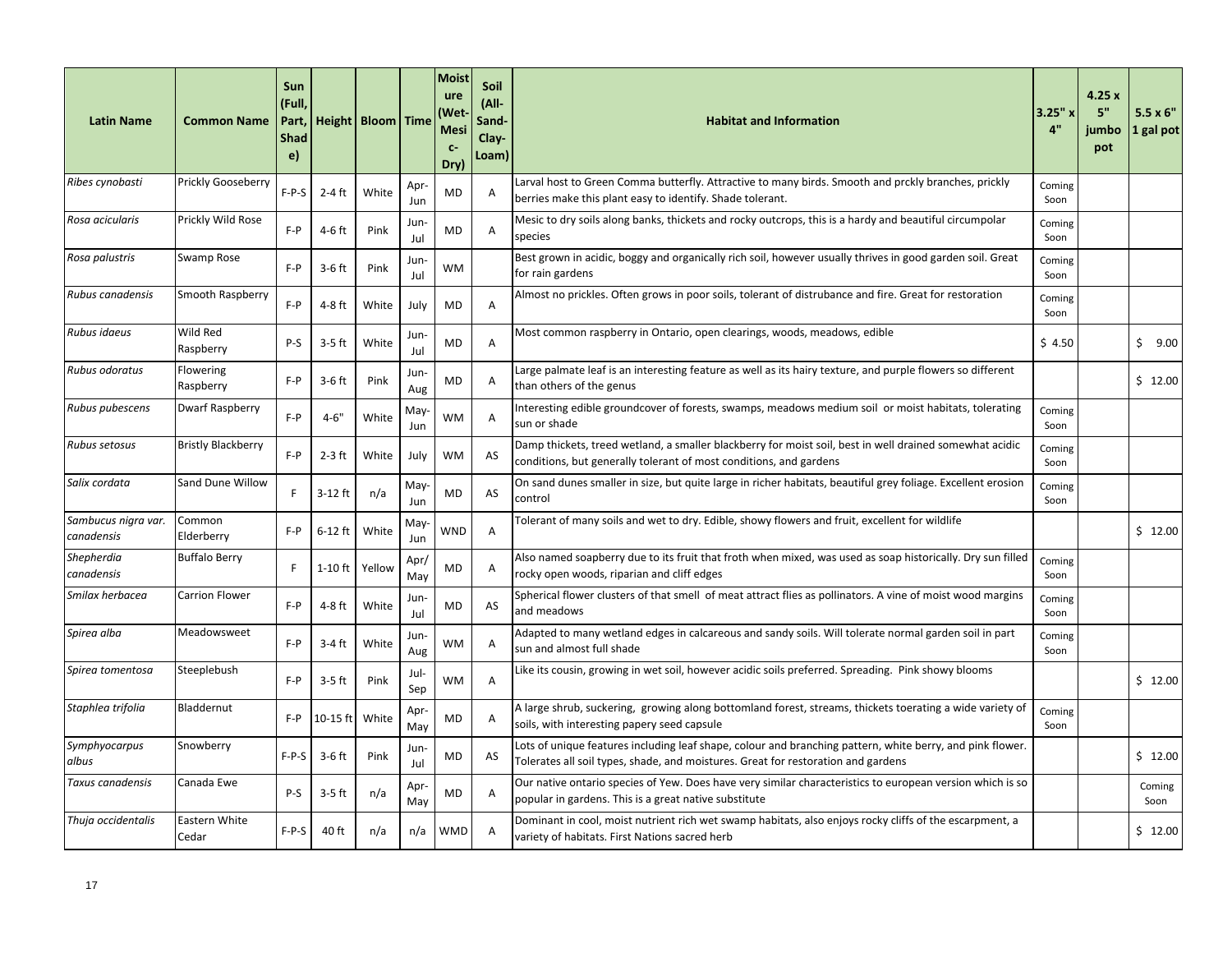| Latin Name | Common Name | Sun (Full, Part, Shade) | Height | Bloom | Time | Moisture (Wet-Mesic-Dry) | Soil (All-Sand-Clay-Loam) | Habitat and Information | 3.25" x 4" | 4.25 x 5" jumbo pot | 5.5 x 6" 1 gal pot |
|---|---|---|---|---|---|---|---|---|---|---|---|
| *Ribes cynobasti* | Prickly Gooseberry | F-P-S | 2-4 ft | White | Apr-Jun | MD | A | Larval host to Green Comma butterfly. Attractive to many birds. Smooth and prckly branches, prickly berries make this plant easy to identify. Shade tolerant. | Coming Soon | | |
| *Rosa acicularis* | Prickly Wild Rose | F-P | 4-6 ft | Pink | Jun-Jul | MD | A | Mesic to dry soils along banks, thickets and rocky outcrops, this is a hardy and beautiful circumpolar species | Coming Soon | | |
| *Rosa palustris* | Swamp Rose | F-P | 3-6 ft | Pink | Jun-Jul | WM | | Best grown in acidic, boggy and organically rich soil, however usually thrives in good garden soil. Great for rain gardens | Coming Soon | | |
| *Rubus canadensis* | Smooth Raspberry | F-P | 4-8 ft | White | July | MD | A | Almost no prickles. Often grows in poor soils, tolerant of distrubance and fire. Great for restoration | Coming Soon | | |
| *Rubus idaeus* | Wild Red Raspberry | P-S | 3-5 ft | White | Jun-Jul | MD | A | Most common raspberry in Ontario, open clearings, woods, meadows, edible | $ 4.50 | | $ 9.00 |
| *Rubus odoratus* | Flowering Raspberry | F-P | 3-6 ft | Pink | Jun-Aug | MD | A | Large palmate leaf is an interesting feature as well as its hairy texture, and purple flowers so different than others of the genus | | | $ 12.00 |
| *Rubus pubescens* | Dwarf Raspberry | F-P | 4-6" | White | May-Jun | WM | A | Interesting edible groundcover of forests, swamps, meadows medium soil or moist habitats, tolerating sun or shade | Coming Soon | | |
| *Rubus setosus* | Bristly Blackberry | F-P | 2-3 ft | White | July | WM | AS | Damp thickets, treed wetland, a smaller blackberry for moist soil, best in well drained somewhat acidic conditions, but generally tolerant of most conditions, and gardens | Coming Soon | | |
| *Salix cordata* | Sand Dune Willow | F | 3-12 ft | n/a | May-Jun | MD | AS | On sand dunes smaller in size, but quite large in richer habitats, beautiful grey foliage. Excellent erosion control | Coming Soon | | |
| *Sambucus nigra var. canadensis* | Common Elderberry | F-P | 6-12 ft | White | May-Jun | WND | A | Tolerant of many soils and wet to dry. Edible, showy flowers and fruit, excellent for wildlife | | | $ 12.00 |
| *Shepherdia canadensis* | Buffalo Berry | F | 1-10 ft | Yellow | Apr/May | MD | A | Also named soapberry due to its fruit that froth when mixed, was used as soap historically. Dry sun filled rocky open woods, riparian and cliff edges | Coming Soon | | |
| *Smilax herbacea* | Carrion Flower | F-P | 4-8 ft | White | Jun-Jul | MD | AS | Spherical flower clusters of that smell of meat attract flies as pollinators. A vine of moist wood margins and meadows | Coming Soon | | |
| *Spirea alba* | Meadowsweet | F-P | 3-4 ft | White | Jun-Aug | WM | A | Adapted to many wetland edges in calcareous and sandy soils. Will tolerate normal garden soil in part sun and almost full shade | Coming Soon | | |
| *Spirea tomentosa* | Steeplebush | F-P | 3-5 ft | Pink | Jul-Sep | WM | A | Like its cousin, growing in wet soil, however acidic soils preferred. Spreading. Pink showy blooms | | | $ 12.00 |
| *Staphlea trifolia* | Bladdernut | F-P | 10-15 ft | White | Apr-May | MD | A | A large shrub, suckering, growing along bottomland forest, streams, thickets toerating a wide variety of soils, with interesting papery seed capsule | Coming Soon | | |
| *Symphyocarpus albus* | Snowberry | F-P-S | 3-6 ft | Pink | Jun-Jul | MD | AS | Lots of unique features including leaf shape, colour and branching pattern, white berry, and pink flower. Tolerates all soil types, shade, and moistures. Great for restoration and gardens | | | $ 12.00 |
| *Taxus canadensis* | Canada Ewe | P-S | 3-5 ft | n/a | Apr-May | MD | A | Our native ontario species of Yew. Does have very similar characteristics to european version which is so popular in gardens. This is a great native substitute | | | Coming Soon |
| *Thuja occidentalis* | Eastern White Cedar | F-P-S | 40 ft | n/a | n/a | WMD | A | Dominant in cool, moist nutrient rich wet swamp habitats, also enjoys rocky cliffs of the escarpment, a variety of habitats. First Nations sacred herb | | | $ 12.00 |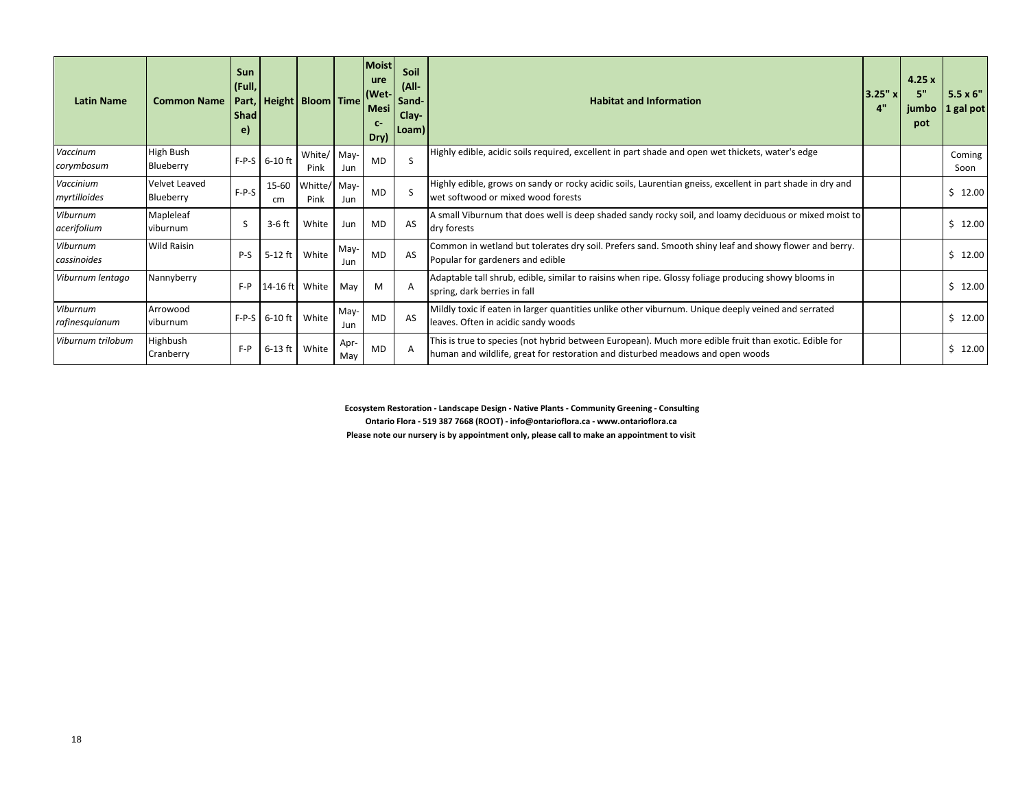| Latin Name | Common Name | Sun (Full, Part, Shade) | Height | Bloom | Time | Moisture (Wet-Mesic-Dry) | Soil (All-Sand-Clay-Loam) | Habitat and Information | 3.25" x 4" | 4.25 x 5" jumbo pot | 5.5 x 6" 1 gal pot |
|---|---|---|---|---|---|---|---|---|---|---|---|
| *Vaccinum corymbosum* | High Bush Blueberry | F-P-S | 6-10 ft | White/ Pink | May-Jun | MD | S | Highly edible, acidic soils required, excellent in part shade and open wet thickets, water's edge | | | Coming Soon |
| *Vaccinium myrtilloides* | Velvet Leaved Blueberry | F-P-S | 15-60 cm | Whitte/ Pink | May-Jun | MD | S | Highly edible, grows on sandy or rocky acidic soils, Laurentian gneiss, excellent in part shade in dry and wet softwood or mixed wood forests | | | $ 12.00 |
| *Viburnum acerifolium* | Mapleleaf viburnum | S | 3-6 ft | White | Jun | MD | AS | A small Viburnum that does well is deep shaded sandy rocky soil, and loamy deciduous or mixed moist to dry forests | | | $ 12.00 |
| *Viburnum cassinoides* | Wild Raisin | P-S | 5-12 ft | White | May-Jun | MD | AS | Common in wetland but tolerates dry soil. Prefers sand. Smooth shiny leaf and showy flower and berry. Popular for gardeners and edible | | | $ 12.00 |
| *Viburnum lentago* | Nannyberry | F-P | 14-16 ft | White | May | M | A | Adaptable tall shrub, edible, similar to raisins when ripe. Glossy foliage producing showy blooms in spring, dark berries in fall | | | $ 12.00 |
| *Viburnum rafinesquianum* | Arrowood viburnum | F-P-S | 6-10 ft | White | May-Jun | MD | AS | Mildly toxic if eaten in larger quantities unlike other viburnum. Unique deeply veined and serrated leaves. Often in acidic sandy woods | | | $ 12.00 |
| *Viburnum trilobum* | Highbush Cranberry | F-P | 6-13 ft | White | Apr-May | MD | A | This is true to species (not hybrid between European). Much more edible fruit than exotic. Edible for human and wildlife, great for restoration and disturbed meadows and open woods | | | $ 12.00 |

**Ecosystem Restoration - Landscape Design - Native Plants - Community Greening - Consulting**

**Ontario Flora - 519 387 7668 (ROOT) - info@ontarioflora.ca - www.ontarioflora.ca**

**Please note our nursery is by appointment only, please call to make an appointment to visit**